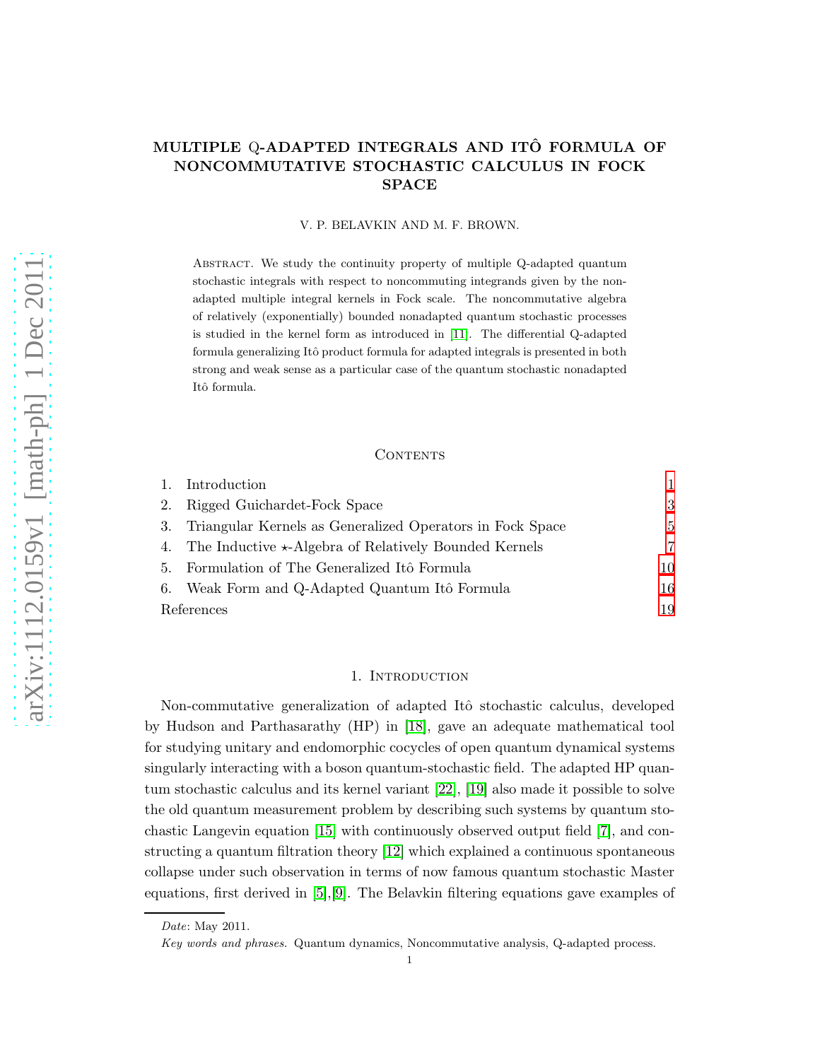# MULTIPLE Q-ADAPTED INTEGRALS AND ITÔ FORMULA OF NONCOMMUTATIVE STOCHASTIC CALCULUS IN FOCK SPACE

V. P. BELAVKIN AND M. F. BROWN.

Abstract. We study the continuity property of multiple Q-adapted quantum stochastic integrals with respect to noncommuting integrands given by the nonadapted multiple integral kernels in Fock scale. The noncommutative algebra of relatively (exponentially) bounded nonadapted quantum stochastic processes is studied in the kernel form as introduced in [11]. The differential Q-adapted formula generalizing Itô product formula for adapted integrals is presented in both strong and weak sense as a particular case of the quantum stochastic nonadapted Itô formula.

## Contents

1. Introduction 1
2. Rigged Guichardet-Fock Space 3
3. Triangular Kernels as Generalized Operators in Fock Space 5
4. The Inductive ⋆-Algebra of Relatively Bounded Kernels 7
5. Formulation of The Generalized Itô Formula 10
6. Weak Form and Q-Adapted Quantum Itô Formula 16

References 19

## 1. Introduction

Non-commutative generalization of adapted Itô stochastic calculus, developed by Hudson and Parthasarathy (HP) in [18], gave an adequate mathematical tool for studying unitary and endomorphic cocycles of open quantum dynamical systems singularly interacting with a boson quantum-stochastic field. The adapted HP quantum stochastic calculus and its kernel variant [22], [19] also made it possible to solve the old quantum measurement problem by describing such systems by quantum stochastic Langevin equation [15] with continuously observed output field [7], and constructing a quantum filtration theory [12] which explained a continuous spontaneous collapse under such observation in terms of now famous quantum stochastic Master equations, first derived in [5],[9]. The Belavkin filtering equations gave examples of

*Date*: May 2011.

*Key words and phrases.* Quantum dynamics, Noncommutative analysis, Q-adapted process.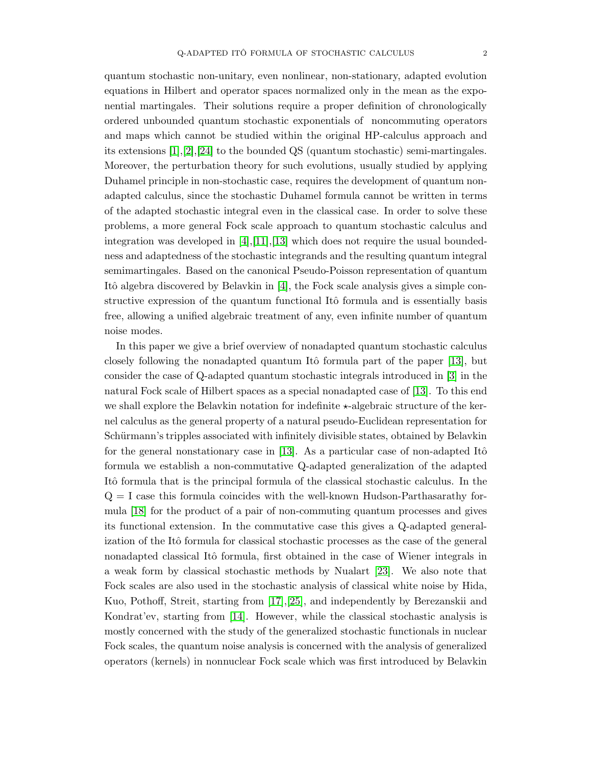quantum stochastic non-unitary, even nonlinear, non-stationary, adapted evolution equations in Hilbert and operator spaces normalized only in the mean as the exponential martingales. Their solutions require a proper definition of chronologically ordered unbounded quantum stochastic exponentials of noncommuting operators and maps which cannot be studied within the original HP-calculus approach and its extensions [1],[2],[24] to the bounded QS (quantum stochastic) semi-martingales. Moreover, the perturbation theory for such evolutions, usually studied by applying Duhamel principle in non-stochastic case, requires the development of quantum non-adapted calculus, since the stochastic Duhamel formula cannot be written in terms of the adapted stochastic integral even in the classical case. In order to solve these problems, a more general Fock scale approach to quantum stochastic calculus and integration was developed in [4],[11],[13] which does not require the usual boundedness and adaptedness of the stochastic integrands and the resulting quantum integral semimartingales. Based on the canonical Pseudo-Poisson representation of quantum Itô algebra discovered by Belavkin in [4], the Fock scale analysis gives a simple constructive expression of the quantum functional Itô formula and is essentially basis free, allowing a unified algebraic treatment of any, even infinite number of quantum noise modes.

In this paper we give a brief overview of nonadapted quantum stochastic calculus closely following the nonadapted quantum Itô formula part of the paper [13], but consider the case of Q-adapted quantum stochastic integrals introduced in [3] in the natural Fock scale of Hilbert spaces as a special nonadapted case of [13]. To this end we shall explore the Belavkin notation for indefinite $\star$-algebraic structure of the kernel calculus as the general property of a natural pseudo-Euclidean representation for Schürmann's tripples associated with infinitely divisible states, obtained by Belavkin for the general nonstationary case in [13]. As a particular case of non-adapted Itô formula we establish a non-commutative Q-adapted generalization of the adapted Itô formula that is the principal formula of the classical stochastic calculus. In the $\mathrm{Q} = \mathrm{I}$ case this formula coincides with the well-known Hudson-Parthasarathy formula [18] for the product of a pair of non-commuting quantum processes and gives its functional extension. In the commutative case this gives a Q-adapted generalization of the Itô formula for classical stochastic processes as the case of the general nonadapted classical Itô formula, first obtained in the case of Wiener integrals in a weak form by classical stochastic methods by Nualart [23]. We also note that Fock scales are also used in the stochastic analysis of classical white noise by Hida, Kuo, Pothoff, Streit, starting from [17],[25], and independently by Berezanskii and Kondrat'ev, starting from [14]. However, while the classical stochastic analysis is mostly concerned with the study of the generalized stochastic functionals in nuclear Fock scales, the quantum noise analysis is concerned with the analysis of generalized operators (kernels) in nonnuclear Fock scale which was first introduced by Belavkin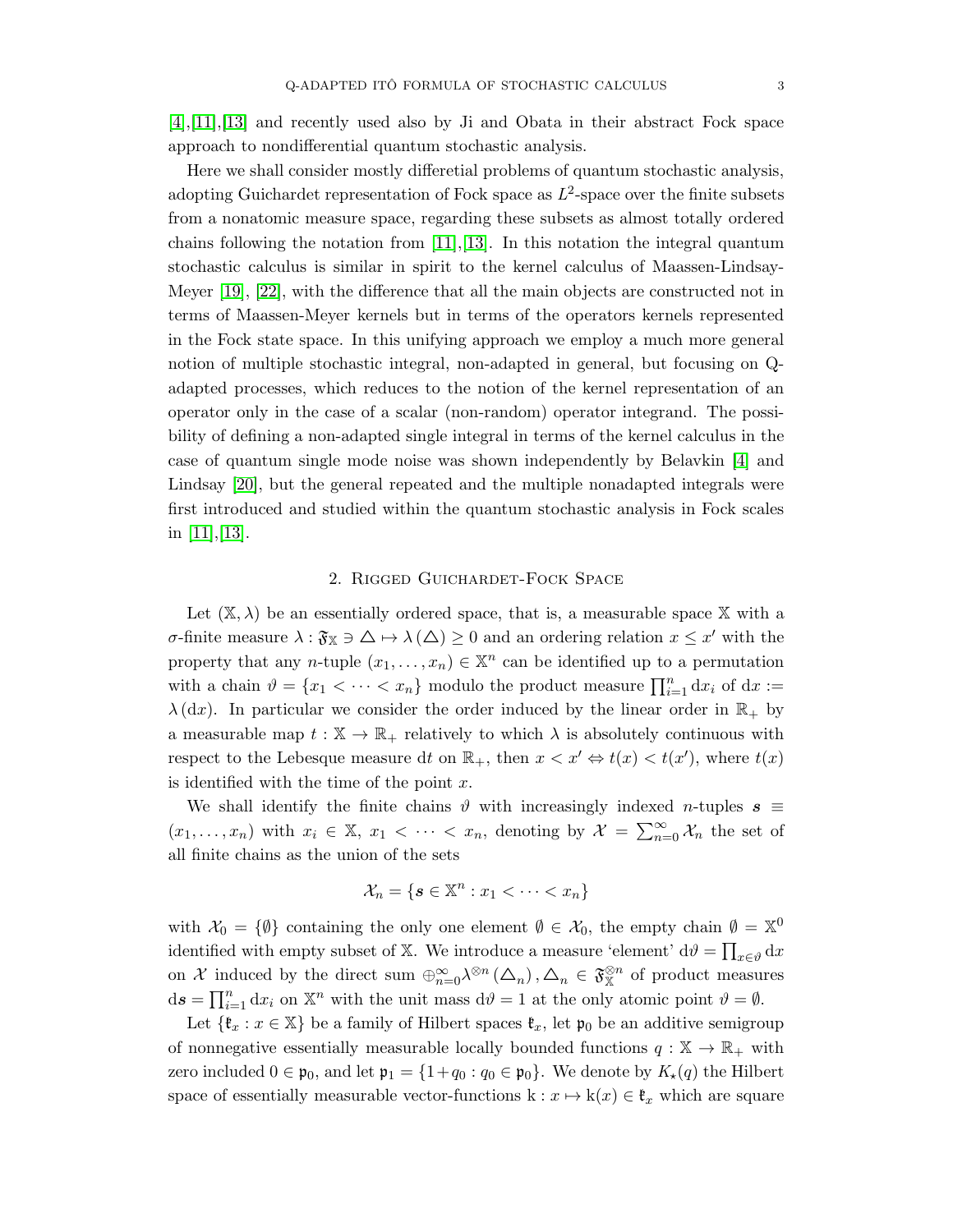[4],[11],[13] and recently used also by Ji and Obata in their abstract Fock space approach to nondifferential quantum stochastic analysis.

Here we shall consider mostly differetial problems of quantum stochastic analysis, adopting Guichardet representation of Fock space as $L^2$-space over the finite subsets from a nonatomic measure space, regarding these subsets as almost totally ordered chains following the notation from [11],[13]. In this notation the integral quantum stochastic calculus is similar in spirit to the kernel calculus of Maassen-Lindsay-Meyer [19], [22], with the difference that all the main objects are constructed not in terms of Maassen-Meyer kernels but in terms of the operators kernels represented in the Fock state space. In this unifying approach we employ a much more general notion of multiple stochastic integral, non-adapted in general, but focusing on Q-adapted processes, which reduces to the notion of the kernel representation of an operator only in the case of a scalar (non-random) operator integrand. The possibility of defining a non-adapted single integral in terms of the kernel calculus in the case of quantum single mode noise was shown independently by Belavkin [4] and Lindsay [20], but the general repeated and the multiple nonadapted integrals were first introduced and studied within the quantum stochastic analysis in Fock scales in [11],[13].

## 2. Rigged Guichardet-Fock Space

Let $(\mathbb{X},\lambda)$ be an essentially ordered space, that is, a measurable space $\mathbb{X}$ with a $\sigma$-finite measure $\lambda : \mathfrak{F}_{\mathbb{X}} \ni \triangle \mapsto \lambda(\triangle) \geq 0$ and an ordering relation $x \leq x'$ with the property that any $n$-tuple $(x_1,\ldots,x_n) \in \mathbb{X}^n$ can be identified up to a permutation with a chain $\vartheta = \{x_1 < \cdots < x_n\}$ modulo the product measure $\prod_{i=1}^n \mathrm{d}x_i$ of $\mathrm{d}x := \lambda(\mathrm{d}x)$. In particular we consider the order induced by the linear order in $\mathbb{R}_+$ by a measurable map $t : \mathbb{X} \to \mathbb{R}_+$ relatively to which $\lambda$ is absolutely continuous with respect to the Lebesgue measure $\mathrm{d}t$ on $\mathbb{R}_+$, then $x < x' \Leftrightarrow t(x) < t(x')$, where $t(x)$ is identified with the time of the point $x$.

We shall identify the finite chains $\vartheta$ with increasingly indexed $n$-tuples $\boldsymbol{s} \equiv (x_1,\ldots,x_n)$ with $x_i \in \mathbb{X}$, $x_1 < \cdots < x_n$, denoting by $\mathcal{X} = \sum_{n=0}^{\infty} \mathcal{X}_n$ the set of all finite chains as the union of the sets

$$\mathcal{X}_n = \{\boldsymbol{s} \in \mathbb{X}^n : x_1 < \cdots < x_n\}$$

with $\mathcal{X}_0 = \{\emptyset\}$ containing the only one element $\emptyset \in \mathcal{X}_0$, the empty chain $\emptyset = \mathbb{X}^0$ identified with empty subset of $\mathbb{X}$. We introduce a measure 'element' $\mathrm{d}\vartheta = \prod_{x\in\vartheta} \mathrm{d}x$ on $\mathcal{X}$ induced by the direct sum $\oplus_{n=0}^{\infty} \lambda^{\otimes n}(\triangle_n), \triangle_n \in \mathfrak{F}_{\mathbb{X}}^{\otimes n}$ of product measures $\mathrm{d}\boldsymbol{s} = \prod_{i=1}^n \mathrm{d}x_i$ on $\mathbb{X}^n$ with the unit mass $\mathrm{d}\vartheta = 1$ at the only atomic point $\vartheta = \emptyset$.

Let $\{\mathfrak{k}_x : x \in \mathbb{X}\}$ be a family of Hilbert spaces $\mathfrak{k}_x$, let $\mathfrak{p}_0$ be an additive semigroup of nonnegative essentially measurable locally bounded functions $q : \mathbb{X} \to \mathbb{R}_+$ with zero included $0 \in \mathfrak{p}_0$, and let $\mathfrak{p}_1 = \{1+q_0 : q_0 \in \mathfrak{p}_0\}$. We denote by $K_\star(q)$ the Hilbert space of essentially measurable vector-functions $\mathrm{k} : x \mapsto \mathrm{k}(x) \in \mathfrak{k}_x$ which are square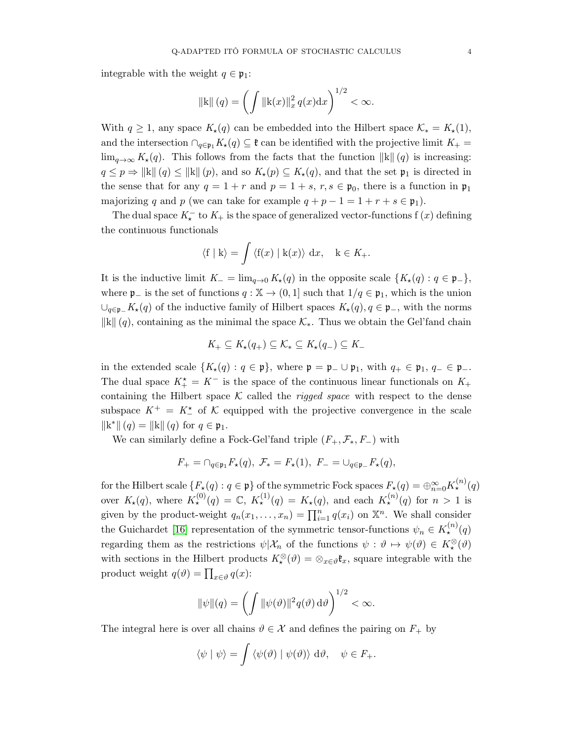integrable with the weight $q \in \mathfrak{p}_1$:

$$\|\mathrm{k}\|(q) = \left( \int \|\mathrm{k}(x)\|_x^2 \, q(x) \mathrm{d}x \right)^{1/2} < \infty.$$

With $q \geq 1$, any space $K_\star(q)$ can be embedded into the Hilbert space $\mathcal{K}_* = K_\star(1)$, and the intersection $\cap_{q \in \mathfrak{p}_1} K_\star(q) \subseteq \mathfrak{k}$ can be identified with the projective limit $K_+ = \lim_{q \to \infty} K_\star(q)$. This follows from the facts that the function $\|\mathrm{k}\|(q)$ is increasing: $q \leq p \Rightarrow \|\mathrm{k}\|(q) \leq \|\mathrm{k}\|(p)$, and so $K_\star(p) \subseteq K_\star(q)$, and that the set $\mathfrak{p}_1$ is directed in the sense that for any $q = 1 + r$ and $p = 1 + s$, $r, s \in \mathfrak{p}_0$, there is a function in $\mathfrak{p}_1$ majorizing $q$ and $p$ (we can take for example $q + p - 1 = 1 + r + s \in \mathfrak{p}_1$).

The dual space $K_\star^-$ to $K_+$ is the space of generalized vector-functions $\mathrm{f}(x)$ defining the continuous functionals

$$\langle \mathrm{f} \mid \mathrm{k} \rangle = \int \langle \mathrm{f}(x) \mid \mathrm{k}(x) \rangle \, \mathrm{d}x, \quad \mathrm{k} \in K_+.$$

It is the inductive limit $K_- = \lim_{q \to 0} K_\star(q)$ in the opposite scale $\{K_\star(q) : q \in \mathfrak{p}_-\}$, where $\mathfrak{p}_-$ is the set of functions $q : \mathbb{X} \to (0, 1]$ such that $1/q \in \mathfrak{p}_1$, which is the union $\cup_{q \in \mathfrak{p}_-} K_\star(q)$ of the inductive family of Hilbert spaces $K_\star(q), q \in \mathfrak{p}_-$, with the norms $\|\mathrm{k}\|(q)$, containing as the minimal the space $\mathcal{K}_*$. Thus we obtain the Gel'fand chain

$$K_+ \subseteq K_\star(q_+) \subseteq \mathcal{K}_* \subseteq K_\star(q_-) \subseteq K_-$$

in the extended scale $\{K_\star(q) : q \in \mathfrak{p}\}$, where $\mathfrak{p} = \mathfrak{p}_- \cup \mathfrak{p}_1$, with $q_+ \in \mathfrak{p}_1$, $q_- \in \mathfrak{p}_-$. The dual space $K_+^\star = K^-$ is the space of the continuous linear functionals on $K_+$ containing the Hilbert space $\mathcal{K}$ called the *rigged space* with respect to the dense subspace $K^+ = K_-^\star$ of $\mathcal{K}$ equipped with the projective convergence in the scale $\|\mathrm{k}^*\|(q) = \|\mathrm{k}\|(q)$ for $q \in \mathfrak{p}_1$.

We can similarly define a Fock-Gel'fand triple $(F_+, \mathcal{F}_*, F_-)$ with

$$F_+ = \cap_{q \in \mathfrak{p}_1} F_\star(q), \; \mathcal{F}_* = F_\star(1), \; F_- = \cup_{q \in \mathfrak{p}_-} F_\star(q),$$

for the Hilbert scale $\{F_\star(q) : q \in \mathfrak{p}\}$ of the symmetric Fock spaces $F_\star(q) = \oplus_{n=0}^\infty K_\star^{(n)}(q)$ over $K_\star(q)$, where $K_\star^{(0)}(q) = \mathbb{C}$, $K_\star^{(1)}(q) = K_\star(q)$, and each $K_\star^{(n)}(q)$ for $n > 1$ is given by the product-weight $q_n(x_1, \ldots, x_n) = \prod_{i=1}^n q(x_i)$ on $\mathbb{X}^n$. We shall consider the Guichardet [16] representation of the symmetric tensor-functions $\psi_n \in K_\star^{(n)}(q)$ regarding them as the restrictions $\psi|\mathcal{X}_n$ of the functions $\psi : \vartheta \mapsto \psi(\vartheta) \in K_\star^\otimes(\vartheta)$ with sections in the Hilbert products $K_\star^\otimes(\vartheta) = \otimes_{x \in \vartheta} \mathfrak{k}_x$, square integrable with the product weight $q(\vartheta) = \prod_{x \in \vartheta} q(x)$:

$$\|\psi\|(q) = \left( \int \|\psi(\vartheta)\|^2 q(\vartheta) \, \mathrm{d}\vartheta \right)^{1/2} < \infty.$$

The integral here is over all chains $\vartheta \in \mathcal{X}$ and defines the pairing on $F_+$ by

$$\langle \psi \mid \psi \rangle = \int \langle \psi(\vartheta) \mid \psi(\vartheta) \rangle \, \mathrm{d}\vartheta, \quad \psi \in F_+.$$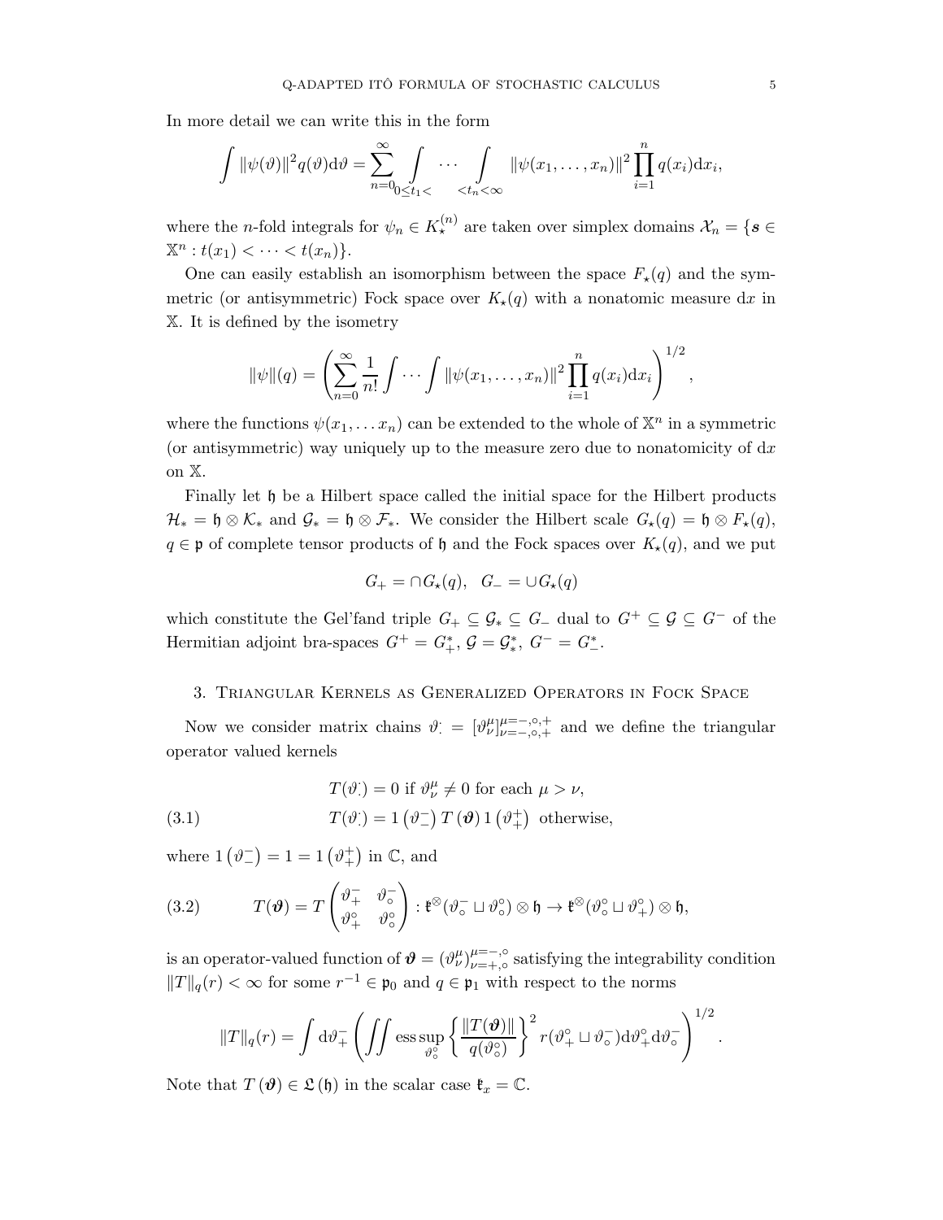In more detail we can write this in the form

$$\int \|\psi(\vartheta)\|^2 q(\vartheta)\mathrm{d}\vartheta = \sum_{n=0}^{\infty} \int_{0\le t_1<} \cdots \int_{<t_n<\infty} \|\psi(x_1,\ldots,x_n)\|^2 \prod_{i=1}^{n} q(x_i)\mathrm{d}x_i,$$

where the $n$-fold integrals for $\psi_n \in K_\star^{(n)}$ are taken over simplex domains $\mathcal{X}_n = \{\boldsymbol{s} \in \mathbb{X}^n : t(x_1) < \cdots < t(x_n)\}$.

One can easily establish an isomorphism between the space $F_\star(q)$ and the symmetric (or antisymmetric) Fock space over $K_\star(q)$ with a nonatomic measure $\mathrm{d}x$ in $\mathbb{X}$. It is defined by the isometry

$$\|\psi\|(q) = \left(\sum_{n=0}^{\infty} \frac{1}{n!} \int \cdots \int \|\psi(x_1,\ldots,x_n)\|^2 \prod_{i=1}^{n} q(x_i)\mathrm{d}x_i\right)^{1/2},$$

where the functions $\psi(x_1,\ldots x_n)$ can be extended to the whole of $\mathbb{X}^n$ in a symmetric (or antisymmetric) way uniquely up to the measure zero due to nonatomicity of $\mathrm{d}x$ on $\mathbb{X}$.

Finally let $\mathfrak{h}$ be a Hilbert space called the initial space for the Hilbert products $\mathcal{H}_* = \mathfrak{h} \otimes \mathcal{K}_*$ and $\mathcal{G}_* = \mathfrak{h} \otimes \mathcal{F}_*$. We consider the Hilbert scale $G_\star(q) = \mathfrak{h} \otimes F_\star(q)$, $q \in \mathfrak{p}$ of complete tensor products of $\mathfrak{h}$ and the Fock spaces over $K_\star(q)$, and we put

$$G_+ = \cap G_\star(q), \quad G_- = \cup G_\star(q)$$

which constitute the Gel'fand triple $G_+ \subseteq \mathcal{G}_* \subseteq G_-$ dual to $G^+ \subseteq \mathcal{G} \subseteq G^-$ of the Hermitian adjoint bra-spaces $G^+ = G_+^*$, $\mathcal{G} = \mathcal{G}_*^*$, $G^- = G_-^*$.

## 3. Triangular Kernels as Generalized Operators in Fock Space

Now we consider matrix chains $\vartheta^{\cdot}_{\cdot} = [\vartheta^\mu_\nu]^{\mu=-,\circ,+}_{\nu=-,\circ,+}$ and we define the triangular operator valued kernels

$$\begin{aligned} T(\vartheta^{\cdot}_{\cdot}) &= 0 \text{ if } \vartheta^\mu_\nu \neq 0 \text{ for each } \mu > \nu, \\ T(\vartheta^{\cdot}_{\cdot}) &= 1\left(\vartheta^-_-\right) T\left(\boldsymbol{\vartheta}\right) 1\left(\vartheta^+_+\right) \text{ otherwise,} \end{aligned} \tag{3.1}$$

where $1\left(\vartheta^-_-\right) = 1 = 1\left(\vartheta^+_+\right)$ in $\mathbb{C}$, and

$$T(\boldsymbol{\vartheta}) = T\begin{pmatrix} \vartheta^-_+ & \vartheta^-_\circ \\ \vartheta^\circ_+ & \vartheta^\circ_\circ \end{pmatrix} : \mathfrak{k}^\otimes(\vartheta^-_\circ \sqcup \vartheta^\circ_\circ) \otimes \mathfrak{h} \to \mathfrak{k}^\otimes(\vartheta^\circ_\circ \sqcup \vartheta^\circ_+) \otimes \mathfrak{h}, \tag{3.2}$$

is an operator-valued function of $\boldsymbol{\vartheta} = (\vartheta^\mu_\nu)^{\mu=-,\circ}_{\nu=+,\circ}$ satisfying the integrability condition $\|T\|_q(r) < \infty$ for some $r^{-1} \in \mathfrak{p}_0$ and $q \in \mathfrak{p}_1$ with respect to the norms

$$\|T\|_q(r) = \int \mathrm{d}\vartheta^-_+ \left(\iint \operatorname*{ess\,sup}_{\vartheta^\circ_\circ} \left\{\frac{\|T(\boldsymbol{\vartheta})\|}{q(\vartheta^\circ_\circ)}\right\}^2 r(\vartheta^\circ_+ \sqcup \vartheta^-_\circ)\mathrm{d}\vartheta^\circ_+ \mathrm{d}\vartheta^-_\circ\right)^{1/2}.$$

Note that $T\left(\boldsymbol{\vartheta}\right) \in \mathfrak{L}\left(\mathfrak{h}\right)$ in the scalar case $\mathfrak{k}_x = \mathbb{C}$.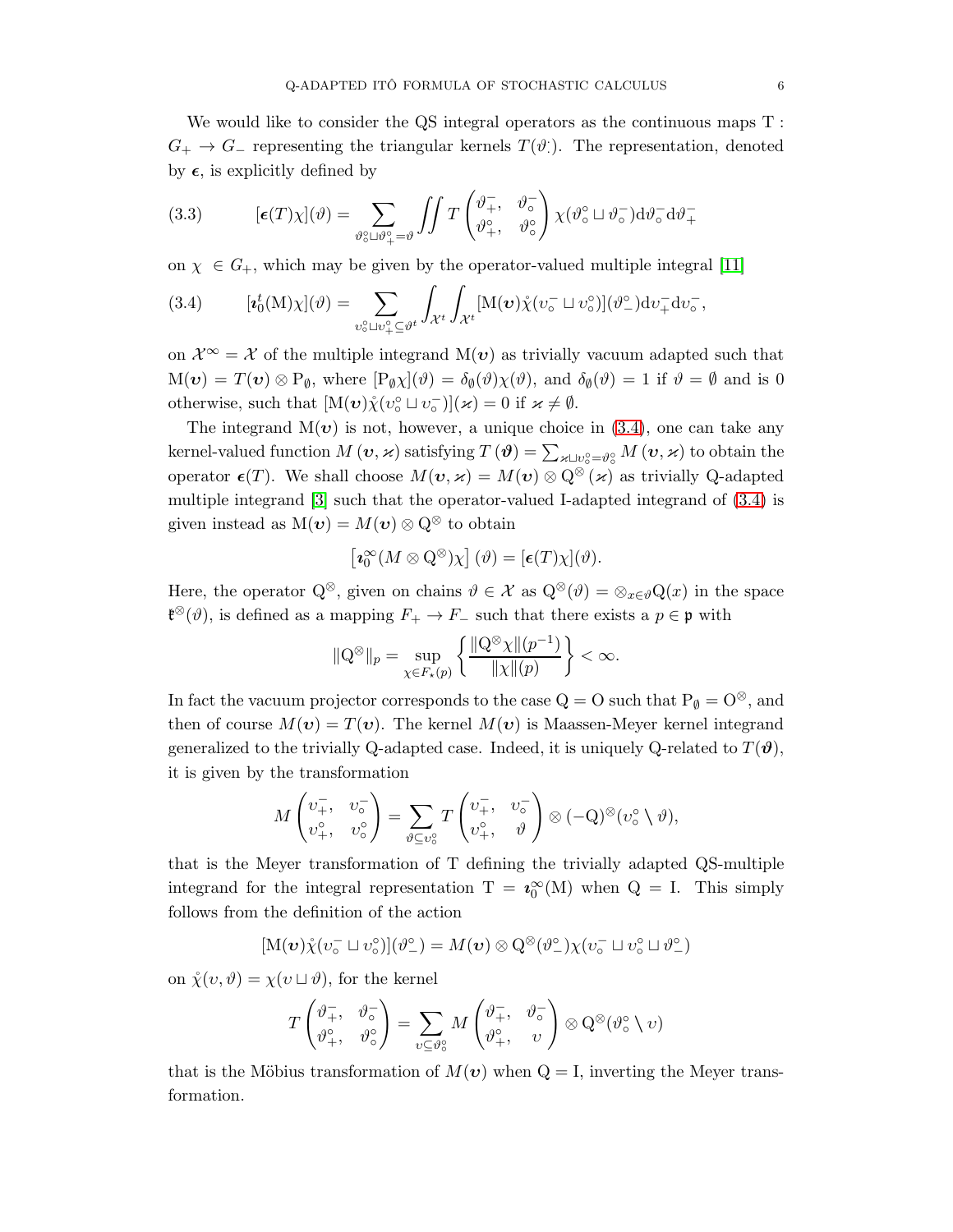We would like to consider the QS integral operators as the continuous maps $\mathrm{T} : G_+ \to G_-$ representing the triangular kernels $T(\vartheta^{\cdot}_{\cdot})$. The representation, denoted by $\boldsymbol{\epsilon}$, is explicitly defined by

$$[\boldsymbol{\epsilon}(T)\chi](\vartheta) = \sum_{\vartheta^\circ_\circ \sqcup \vartheta^\circ_+ = \vartheta} \iint T\begin{pmatrix} \vartheta^-_+, & \vartheta^-_\circ \\ \vartheta^\circ_+, & \vartheta^\circ_\circ \end{pmatrix} \chi(\vartheta^\circ_\circ \sqcup \vartheta^-_\circ) \mathrm{d}\vartheta^-_\circ \mathrm{d}\vartheta^-_+ \tag{3.3}$$

on $\chi \in G_+$, which may be given by the operator-valued multiple integral [11]

$$[\boldsymbol{\imath}^t_0(\mathrm{M})\chi](\vartheta) = \sum_{\upsilon^\circ_\circ \sqcup \upsilon^\circ_+ \subseteq \vartheta^t} \int_{\mathcal{X}^t} \int_{\mathcal{X}^t} [\mathrm{M}(\boldsymbol{\upsilon})\mathring{\chi}(\upsilon^-_\circ \sqcup \upsilon^\circ_\circ)](\vartheta^\circ_-) \mathrm{d}\upsilon^-_+ \mathrm{d}\upsilon^-_\circ, \tag{3.4}$$

on $\mathcal{X}^\infty = \mathcal{X}$ of the multiple integrand $\mathrm{M}(\boldsymbol{\upsilon})$ as trivially vacuum adapted such that $\mathrm{M}(\boldsymbol{\upsilon}) = T(\boldsymbol{\upsilon}) \otimes \mathrm{P}_\emptyset$, where $[\mathrm{P}_\emptyset \chi](\vartheta) = \delta_\emptyset(\vartheta)\chi(\vartheta)$, and $\delta_\emptyset(\vartheta) = 1$ if $\vartheta = \emptyset$ and is 0 otherwise, such that $[\mathrm{M}(\boldsymbol{\upsilon})\mathring{\chi}(\upsilon^\circ_\circ \sqcup \upsilon^-_\circ)](\varkappa) = 0$ if $\varkappa \neq \emptyset$.

The integrand $\mathrm{M}(\boldsymbol{\upsilon})$ is not, however, a unique choice in (3.4), one can take any kernel-valued function $M(\boldsymbol{\upsilon}, \varkappa)$ satisfying $T(\boldsymbol{\vartheta}) = \sum_{\varkappa \sqcup \upsilon^\circ_\circ = \vartheta^\circ_\circ} M(\boldsymbol{\upsilon}, \varkappa)$ to obtain the operator $\boldsymbol{\epsilon}(T)$. We shall choose $M(\boldsymbol{\upsilon}, \varkappa) = M(\boldsymbol{\upsilon}) \otimes \mathrm{Q}^\otimes(\varkappa)$ as trivially Q-adapted multiple integrand [3] such that the operator-valued I-adapted integrand of (3.4) is given instead as $\mathrm{M}(\boldsymbol{\upsilon}) = M(\boldsymbol{\upsilon}) \otimes \mathrm{Q}^\otimes$ to obtain

$$\left[\boldsymbol{\imath}^\infty_0(M \otimes \mathrm{Q}^\otimes)\chi\right](\vartheta) = [\boldsymbol{\epsilon}(T)\chi](\vartheta).$$

Here, the operator $\mathrm{Q}^\otimes$, given on chains $\vartheta \in \mathcal{X}$ as $\mathrm{Q}^\otimes(\vartheta) = \otimes_{x \in \vartheta} \mathrm{Q}(x)$ in the space $\mathfrak{k}^\otimes(\vartheta)$, is defined as a mapping $F_+ \to F_-$ such that there exists a $p \in \mathfrak{p}$ with

$$\|\mathrm{Q}^\otimes\|_p = \sup_{\chi \in F_\star(p)} \left\{ \frac{\|\mathrm{Q}^\otimes \chi\|(p^{-1})}{\|\chi\|(p)} \right\} < \infty.$$

In fact the vacuum projector corresponds to the case $\mathrm{Q} = \mathrm{O}$ such that $\mathrm{P}_\emptyset = \mathrm{O}^\otimes$, and then of course $M(\boldsymbol{\upsilon}) = T(\boldsymbol{\upsilon})$. The kernel $M(\boldsymbol{\upsilon})$ is Maassen-Meyer kernel integrand generalized to the trivially Q-adapted case. Indeed, it is uniquely Q-related to $T(\boldsymbol{\vartheta})$, it is given by the transformation

$$M\begin{pmatrix} \upsilon^-_+, & \upsilon^-_\circ \\ \upsilon^\circ_+, & \upsilon^\circ_\circ \end{pmatrix} = \sum_{\vartheta \subseteq \upsilon^\circ_\circ} T\begin{pmatrix} \upsilon^-_+, & \upsilon^-_\circ \\ \upsilon^\circ_+, & \vartheta \end{pmatrix} \otimes (-\mathrm{Q})^\otimes(\upsilon^\circ_\circ \setminus \vartheta),$$

that is the Meyer transformation of T defining the trivially adapted QS-multiple integrand for the integral representation $\mathrm{T} = \boldsymbol{\imath}^\infty_0(\mathrm{M})$ when $\mathrm{Q} = \mathrm{I}$. This simply follows from the definition of the action

$$[\mathrm{M}(\boldsymbol{\upsilon})\mathring{\chi}(\upsilon^-_\circ \sqcup \upsilon^\circ_\circ)](\vartheta^\circ_-) = M(\boldsymbol{\upsilon}) \otimes \mathrm{Q}^\otimes(\vartheta^\circ_-)\chi(\upsilon^-_\circ \sqcup \upsilon^\circ_\circ \sqcup \vartheta^\circ_-)$$

on $\mathring{\chi}(\upsilon, \vartheta) = \chi(\upsilon \sqcup \vartheta)$, for the kernel

$$T\begin{pmatrix} \vartheta^-_+, & \vartheta^-_\circ \\ \vartheta^\circ_+, & \vartheta^\circ_\circ \end{pmatrix} = \sum_{\upsilon \subseteq \vartheta^\circ_\circ} M\begin{pmatrix} \vartheta^-_+, & \vartheta^-_\circ \\ \vartheta^\circ_+, & \upsilon \end{pmatrix} \otimes \mathrm{Q}^\otimes(\vartheta^\circ_\circ \setminus \upsilon)$$

that is the Möbius transformation of $M(\boldsymbol{\upsilon})$ when $\mathrm{Q} = \mathrm{I}$, inverting the Meyer transformation.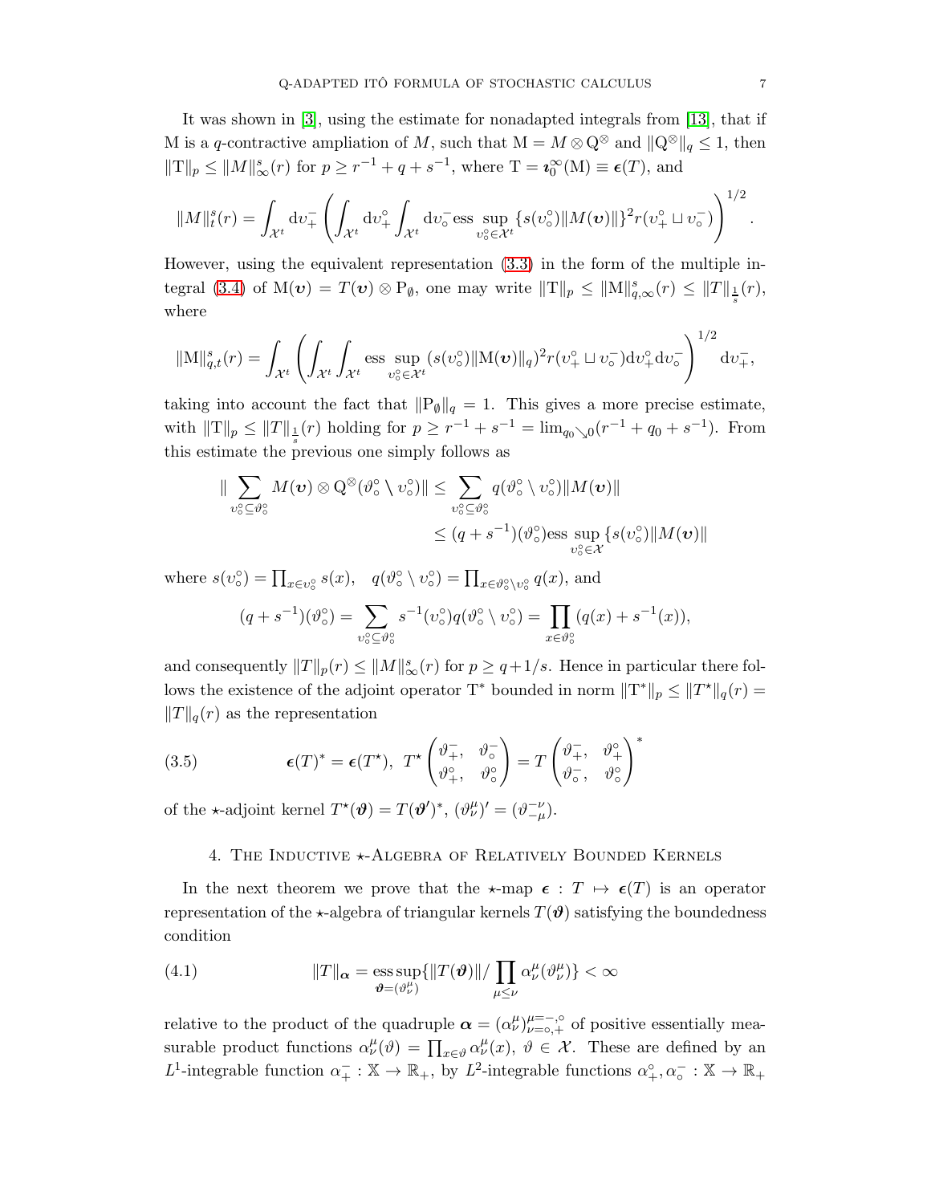It was shown in [3], using the estimate for nonadapted integrals from [13], that if M is a $q$-contractive ampliation of $M$, such that $\mathrm{M} = M \otimes \mathrm{Q}^{\otimes}$ and $\|\mathrm{Q}^{\otimes}\|_q \leq 1$, then $\|\mathrm{T}\|_p \leq \|M\|_{\infty}^s(r)$ for $p \geq r^{-1} + q + s^{-1}$, where $\mathrm{T} = \boldsymbol{\imath}_0^{\infty}(\mathrm{M}) \equiv \boldsymbol{\epsilon}(T)$, and

$$\|M\|_t^s(r) = \int_{\mathcal{X}^t} \mathrm{d}\upsilon_+^- \left( \int_{\mathcal{X}^t} \mathrm{d}\upsilon_+^{\circ} \int_{\mathcal{X}^t} \mathrm{d}\upsilon_\circ^- \operatorname*{ess\,sup}_{\upsilon_\circ^\circ \in \mathcal{X}^t} \{ s(\upsilon_\circ^\circ) \|M(\boldsymbol{\upsilon})\| \}^2 r(\upsilon_+^\circ \sqcup \upsilon_\circ^-) \right)^{1/2}.$$

However, using the equivalent representation (3.3) in the form of the multiple integral (3.4) of $\mathrm{M}(\boldsymbol{\upsilon}) = T(\boldsymbol{\upsilon}) \otimes \mathrm{P}_{\emptyset}$, one may write $\|\mathrm{T}\|_p \leq \|\mathrm{M}\|_{q,\infty}^s(r) \leq \|T\|_{\frac{1}{s}}(r)$, where

$$\|\mathrm{M}\|_{q,t}^s(r) = \int_{\mathcal{X}^t} \left( \int_{\mathcal{X}^t} \int_{\mathcal{X}^t} \operatorname*{ess\,sup}_{\upsilon_\circ^\circ \in \mathcal{X}^t} (s(\upsilon_\circ^\circ) \|\mathrm{M}(\boldsymbol{\upsilon})\|_q)^2 r(\upsilon_+^\circ \sqcup \upsilon_\circ^-) \mathrm{d}\upsilon_+^\circ \mathrm{d}\upsilon_\circ^- \right)^{1/2} \mathrm{d}\upsilon_+^-,$$

taking into account the fact that $\|\mathrm{P}_{\emptyset}\|_q = 1$. This gives a more precise estimate, with $\|\mathrm{T}\|_p \leq \|T\|_{\frac{1}{s}}(r)$ holding for $p \geq r^{-1} + s^{-1} = \lim_{q_0 \searrow 0}(r^{-1} + q_0 + s^{-1})$. From this estimate the previous one simply follows as

$$\begin{aligned} \| \sum_{\upsilon_\circ^\circ \subseteq \vartheta_\circ^\circ} M(\boldsymbol{\upsilon}) \otimes \mathrm{Q}^{\otimes}(\vartheta_\circ^\circ \setminus \upsilon_\circ^\circ) \| &\leq \sum_{\upsilon_\circ^\circ \subseteq \vartheta_\circ^\circ} q(\vartheta_\circ^\circ \setminus \upsilon_\circ^\circ) \|M(\boldsymbol{\upsilon})\| \\ &\leq (q + s^{-1})(\vartheta_\circ^\circ) \operatorname*{ess\,sup}_{\upsilon_\circ^\circ \in \mathcal{X}} \{ s(\upsilon_\circ^\circ) \|M(\boldsymbol{\upsilon})\| \end{aligned}$$

where $s(\upsilon_\circ^\circ) = \prod_{x \in \upsilon_\circ^\circ} s(x)$, $\quad q(\vartheta_\circ^\circ \setminus \upsilon_\circ^\circ) = \prod_{x \in \vartheta_\circ^\circ \setminus \upsilon_\circ^\circ} q(x)$, and

$$(q + s^{-1})(\vartheta_\circ^\circ) = \sum_{\upsilon_\circ^\circ \subseteq \vartheta_\circ^\circ} s^{-1}(\upsilon_\circ^\circ) q(\vartheta_\circ^\circ \setminus \upsilon_\circ^\circ) = \prod_{x \in \vartheta_\circ^\circ} (q(x) + s^{-1}(x)),$$

and consequently $\|T\|_p(r) \leq \|M\|_{\infty}^s(r)$ for $p \geq q + 1/s$. Hence in particular there follows the existence of the adjoint operator $\mathrm{T}^*$ bounded in norm $\|\mathrm{T}^*\|_p \leq \|T^{\star}\|_q(r) = \|T\|_q(r)$ as the representation

$$\boldsymbol{\epsilon}(T)^* = \boldsymbol{\epsilon}(T^{\star}), \;\; T^{\star}\begin{pmatrix} \vartheta_+^-, & \vartheta_\circ^- \\ \vartheta_+^\circ, & \vartheta_\circ^\circ \end{pmatrix} = T\begin{pmatrix} \vartheta_+^-, & \vartheta_+^\circ \\ \vartheta_\circ^-, & \vartheta_\circ^\circ \end{pmatrix}^* \tag{3.5}$$

of the $\star$-adjoint kernel $T^{\star}(\boldsymbol{\vartheta}) = T(\boldsymbol{\vartheta}')^*$, $(\vartheta_\nu^\mu)' = (\vartheta_{-\mu}^{-\nu})$.

## 4. The Inductive $\star$-Algebra of Relatively Bounded Kernels

In the next theorem we prove that the $\star$-map $\boldsymbol{\epsilon} : T \mapsto \boldsymbol{\epsilon}(T)$ is an operator representation of the $\star$-algebra of triangular kernels $T(\boldsymbol{\vartheta})$ satisfying the boundedness condition

$$\|T\|_{\boldsymbol{\alpha}} = \operatorname*{ess\,sup}_{\boldsymbol{\vartheta} = (\vartheta_\nu^\mu)} \{ \|T(\boldsymbol{\vartheta})\| / \prod_{\mu \leq \nu} \alpha_\nu^\mu(\vartheta_\nu^\mu) \} < \infty \tag{4.1}$$

relative to the product of the quadruple $\boldsymbol{\alpha} = (\alpha_\nu^\mu)_{\nu=\circ,+}^{\mu=-,\circ}$ of positive essentially measurable product functions $\alpha_\nu^\mu(\vartheta) = \prod_{x \in \vartheta} \alpha_\nu^\mu(x)$, $\vartheta \in \mathcal{X}$. These are defined by an $L^1$-integrable function $\alpha_+^- : \mathbb{X} \to \mathbb{R}_+$, by $L^2$-integrable functions $\alpha_+^\circ, \alpha_\circ^- : \mathbb{X} \to \mathbb{R}_+$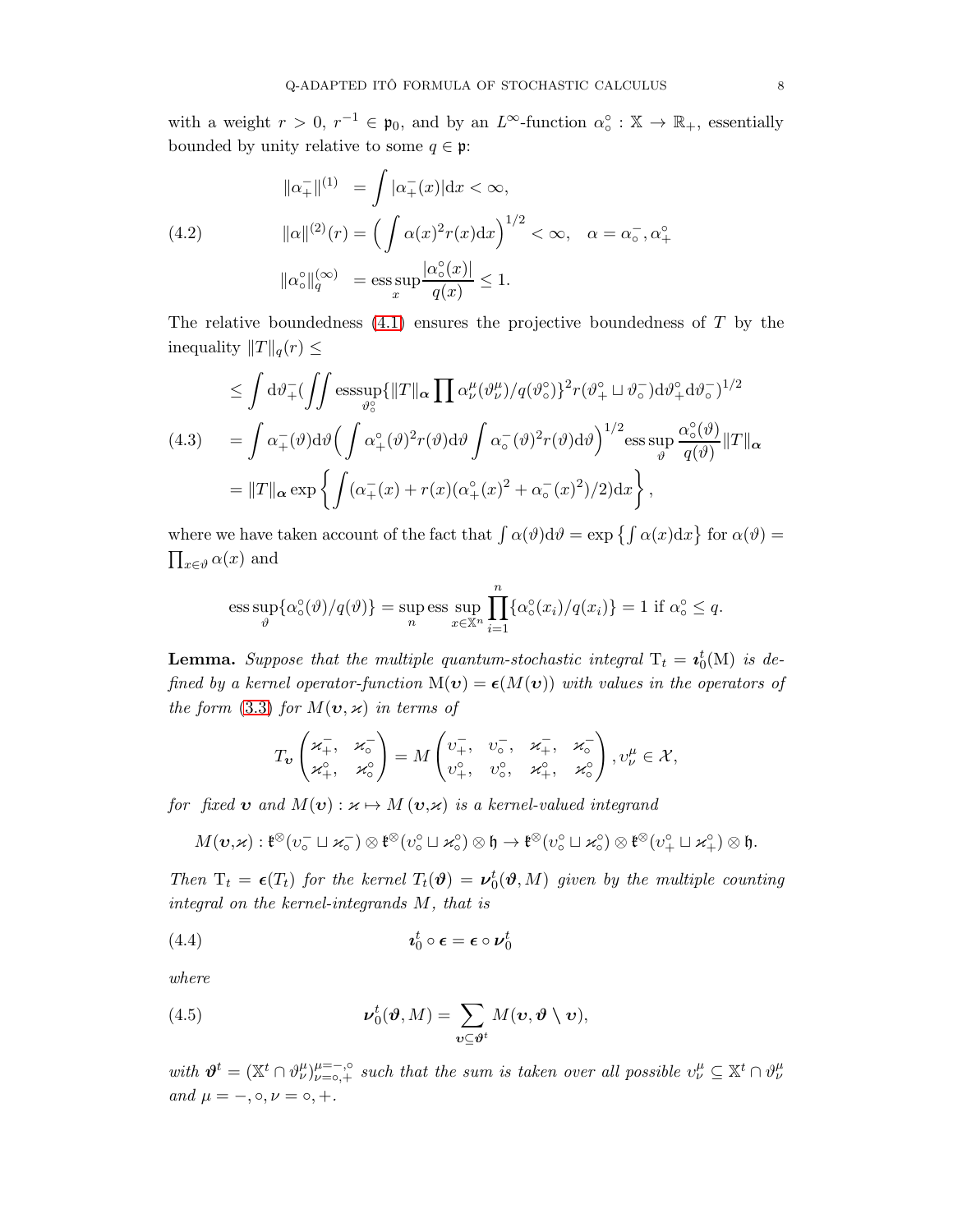with a weight $r > 0$, $r^{-1} \in \mathfrak{p}_0$, and by an $L^\infty$-function $\alpha^\circ_\circ : \mathbb{X} \to \mathbb{R}_+$, essentially bounded by unity relative to some $q \in \mathfrak{p}$:

$$
\begin{aligned}
\|\alpha^-_+\|^{(1)} &= \int |\alpha^-_+(x)| \mathrm{d}x < \infty, \\
\|\alpha\|^{(2)}(r) &= \Big( \int \alpha(x)^2 r(x) \mathrm{d}x \Big)^{1/2} < \infty, \quad \alpha = \alpha^-_\circ, \alpha^\circ_+ \\
\|\alpha^\circ_\circ\|^{(\infty)}_q &= \operatorname*{ess\,sup}_x \frac{|\alpha^\circ_\circ(x)|}{q(x)} \leq 1.
\end{aligned} \tag{4.2}
$$

The relative boundedness (4.1) ensures the projective boundedness of $T$ by the inequality $\|T\|_q(r) \leq$

$$
\begin{aligned}
&\leq \int \mathrm{d}\vartheta^-_+ \Big( \iint \operatorname*{esssup}_{\vartheta^\circ_\circ} \{ \|T\|_{\boldsymbol{\alpha}} \prod \alpha^\mu_\nu(\vartheta^\mu_\nu)/q(\vartheta^\circ_\circ) \}^2 r(\vartheta^\circ_+ \sqcup \vartheta^-_\circ) \mathrm{d}\vartheta^\circ_+ \mathrm{d}\vartheta^-_\circ \Big)^{1/2} \\
&= \int \alpha^-_+(\vartheta) \mathrm{d}\vartheta \Big( \int \alpha^\circ_+(\vartheta)^2 r(\vartheta) \mathrm{d}\vartheta \int \alpha^-_\circ(\vartheta)^2 r(\vartheta) \mathrm{d}\vartheta \Big)^{1/2} \operatorname*{ess\,sup}_\vartheta \frac{\alpha^\circ_\circ(\vartheta)}{q(\vartheta)} \|T\|_{\boldsymbol{\alpha}} \\
&= \|T\|_{\boldsymbol{\alpha}} \exp \left\{ \int (\alpha^-_+(x) + r(x)(\alpha^\circ_+(x)^2 + \alpha^-_\circ(x)^2)/2) \mathrm{d}x \right\},
\end{aligned} \tag{4.3}
$$

where we have taken account of the fact that $\int \alpha(\vartheta) \mathrm{d}\vartheta = \exp\left\{ \int \alpha(x) \mathrm{d}x \right\}$ for $\alpha(\vartheta) = \prod_{x \in \vartheta} \alpha(x)$ and

$$
\operatorname*{ess\,sup}_\vartheta \{ \alpha^\circ_\circ(\vartheta)/q(\vartheta) \} = \sup_n \operatorname*{ess\,sup}_{x \in \mathbb{X}^n} \prod_{i=1}^n \{ \alpha^\circ_\circ(x_i)/q(x_i) \} = 1 \text{ if } \alpha^\circ_\circ \leq q.
$$

**Lemma.** *Suppose that the multiple quantum-stochastic integral $\mathrm{T}_t = \boldsymbol{\imath}^t_0(\mathrm{M})$ is defined by a kernel operator-function $\mathrm{M}(\boldsymbol{\upsilon}) = \boldsymbol{\epsilon}(M(\boldsymbol{\upsilon}))$ with values in the operators of the form (3.3) for $M(\boldsymbol{\upsilon}, \boldsymbol{\varkappa})$ in terms of*

$$
T_{\boldsymbol{\upsilon}} \begin{pmatrix} \varkappa^-_+, & \varkappa^-_\circ \\ \varkappa^\circ_+, & \varkappa^\circ_\circ \end{pmatrix} = M \begin{pmatrix} \upsilon^-_+, & \upsilon^-_\circ, & \varkappa^-_+, & \varkappa^-_\circ \\ \upsilon^\circ_+, & \upsilon^\circ_\circ, & \varkappa^\circ_+, & \varkappa^\circ_\circ \end{pmatrix}, \upsilon^\mu_\nu \in \mathcal{X},
$$

*for fixed $\boldsymbol{\upsilon}$ and $M(\boldsymbol{\upsilon}) : \boldsymbol{\varkappa} \mapsto M(\boldsymbol{\upsilon}, \boldsymbol{\varkappa})$ is a kernel-valued integrand*

$$
M(\boldsymbol{\upsilon}, \boldsymbol{\varkappa}) : \mathfrak{k}^\otimes(\upsilon^-_\circ \sqcup \varkappa^-_\circ) \otimes \mathfrak{k}^\otimes(\upsilon^\circ_\circ \sqcup \varkappa^\circ_\circ) \otimes \mathfrak{h} \to \mathfrak{k}^\otimes(\upsilon^\circ_\circ \sqcup \varkappa^\circ_\circ) \otimes \mathfrak{k}^\otimes(\upsilon^\circ_+ \sqcup \varkappa^\circ_+) \otimes \mathfrak{h}.
$$

*Then $\mathrm{T}_t = \boldsymbol{\epsilon}(T_t)$ for the kernel $T_t(\boldsymbol{\vartheta}) = \boldsymbol{\nu}^t_0(\boldsymbol{\vartheta}, M)$ given by the multiple counting integral on the kernel-integrands $M$, that is*

$$
\boldsymbol{\imath}^t_0 \circ \boldsymbol{\epsilon} = \boldsymbol{\epsilon} \circ \boldsymbol{\nu}^t_0 \tag{4.4}
$$

*where*

$$
\boldsymbol{\nu}^t_0(\boldsymbol{\vartheta}, M) = \sum_{\boldsymbol{\upsilon} \subseteq \boldsymbol{\vartheta}^t} M(\boldsymbol{\upsilon}, \boldsymbol{\vartheta} \setminus \boldsymbol{\upsilon}), \tag{4.5}
$$

*with $\boldsymbol{\vartheta}^t = (\mathbb{X}^t \cap \vartheta^\mu_\nu)^{\mu=-,\circ}_{\nu=\circ,+}$ such that the sum is taken over all possible $\upsilon^\mu_\nu \subseteq \mathbb{X}^t \cap \vartheta^\mu_\nu$ and $\mu = -, \circ, \nu = \circ, +$.*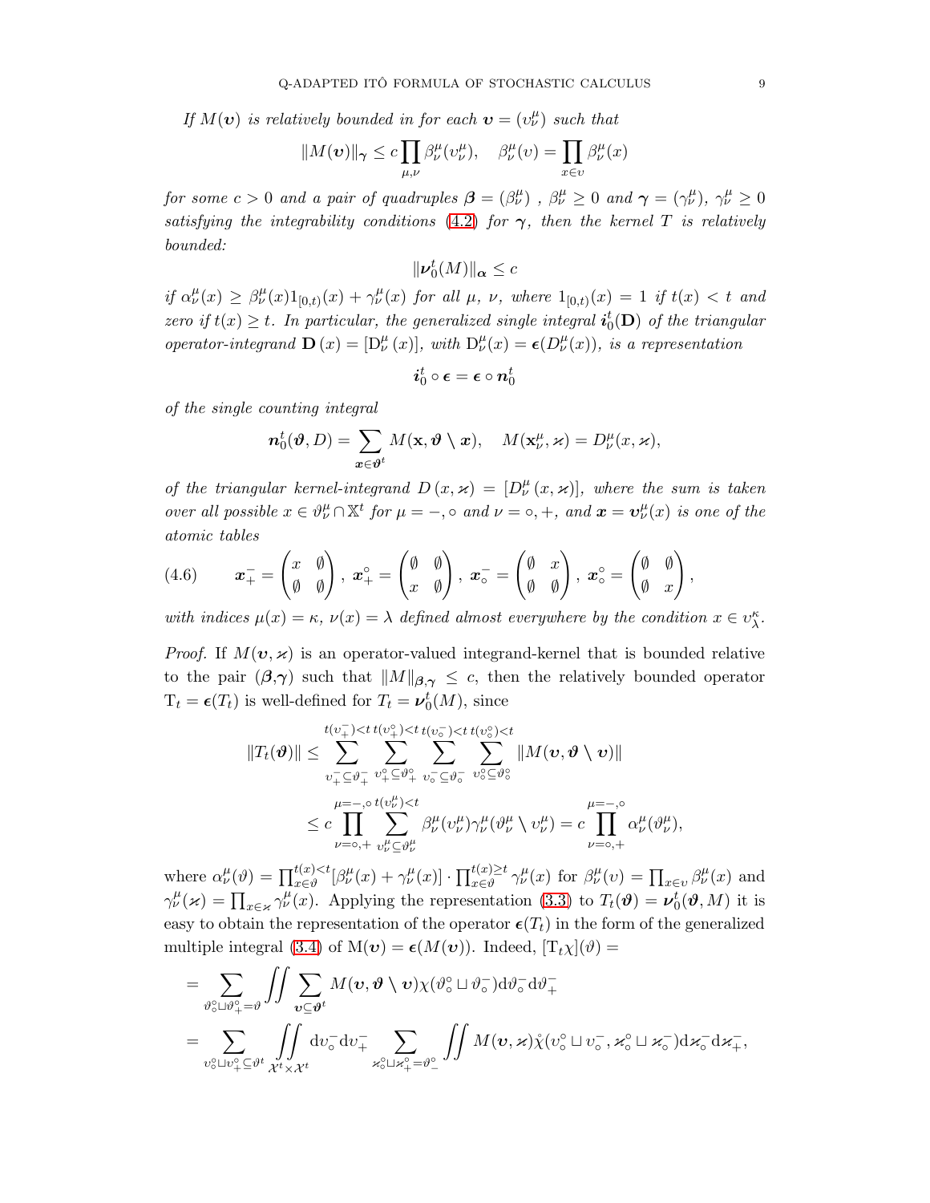*If $M(\boldsymbol{\upsilon})$ is relatively bounded in for each $\boldsymbol{\upsilon} = (\upsilon^\mu_\nu)$ such that*

$$\|M(\boldsymbol{\upsilon})\|_{\boldsymbol{\gamma}} \leq c \prod_{\mu,\nu} \beta^\mu_\nu(\upsilon^\mu_\nu), \quad \beta^\mu_\nu(\upsilon) = \prod_{x\in\upsilon} \beta^\mu_\nu(x)$$

*for some $c > 0$ and a pair of quadruples $\boldsymbol{\beta} = (\beta^\mu_\nu)$ , $\beta^\mu_\nu \geq 0$ and $\boldsymbol{\gamma} = (\gamma^\mu_\nu)$, $\gamma^\mu_\nu \geq 0$ satisfying the integrability conditions (4.2) for $\boldsymbol{\gamma}$, then the kernel $T$ is relatively bounded:*

$$\|\boldsymbol{\nu}^t_0(M)\|_{\boldsymbol{\alpha}} \leq c$$

*if $\alpha^\mu_\nu(x) \geq \beta^\mu_\nu(x)1_{[0,t)}(x) + \gamma^\mu_\nu(x)$ for all $\mu$, $\nu$, where $1_{[0,t)}(x) = 1$ if $t(x) < t$ and zero if $t(x) \geq t$. In particular, the generalized single integral $\boldsymbol{i}^t_0(\mathbf{D})$ of the triangular operator-integrand $\mathbf{D}\,(x) = [\mathrm{D}^\mu_\nu\,(x)]$, with $\mathrm{D}^\mu_\nu(x) = \boldsymbol{\epsilon}(D^\mu_\nu(x))$, is a representation*

$$\boldsymbol{i}^t_0 \circ \boldsymbol{\epsilon} = \boldsymbol{\epsilon} \circ \boldsymbol{n}^t_0$$

*of the single counting integral*

$$\boldsymbol{n}^t_0(\boldsymbol{\vartheta}, D) = \sum_{\boldsymbol{x}\in\boldsymbol{\vartheta}^t} M(\mathbf{x}, \boldsymbol{\vartheta}\setminus \boldsymbol{x}), \quad M(\mathbf{x}^\mu_\nu, \varkappa) = D^\mu_\nu(x, \varkappa),$$

*of the triangular kernel-integrand $D\,(x,\varkappa) = [D^\mu_\nu\,(x,\varkappa)]$, where the sum is taken over all possible $x \in \vartheta^\mu_\nu \cap \mathbb{X}^t$ for $\mu = -, \circ$ and $\nu = \circ, +$, and $\boldsymbol{x} = \boldsymbol{\upsilon}^\mu_\nu(x)$ is one of the atomic tables*

$$\boldsymbol{x}^-_+ = \begin{pmatrix} x & \emptyset \\ \emptyset & \emptyset \end{pmatrix},\ \boldsymbol{x}^\circ_+ = \begin{pmatrix} \emptyset & \emptyset \\ x & \emptyset \end{pmatrix},\ \boldsymbol{x}^-_\circ = \begin{pmatrix} \emptyset & x \\ \emptyset & \emptyset \end{pmatrix},\ \boldsymbol{x}^\circ_\circ = \begin{pmatrix} \emptyset & \emptyset \\ \emptyset & x \end{pmatrix}, \tag{4.6}$$

*with indices $\mu(x) = \kappa$, $\nu(x) = \lambda$ defined almost everywhere by the condition $x \in \upsilon^\kappa_\lambda$.*

*Proof.* If $M(\boldsymbol{\upsilon}, \varkappa)$ is an operator-valued integrand-kernel that is bounded relative to the pair $(\boldsymbol{\beta},\boldsymbol{\gamma})$ such that $\|M\|_{\boldsymbol{\beta},\boldsymbol{\gamma}} \leq c$, then the relatively bounded operator $\mathrm{T}_t = \boldsymbol{\epsilon}(T_t)$ is well-defined for $T_t = \boldsymbol{\nu}^t_0(M)$, since

$$\|T_t(\boldsymbol{\vartheta})\| \leq \sum_{\upsilon^-_+\subseteq\vartheta^-_+}^{t(\upsilon^-_+)<t} \sum_{\upsilon^\circ_+\subseteq\vartheta^\circ_+}^{t(\upsilon^\circ_+)<t} \sum_{\upsilon^-_\circ\subseteq\vartheta^-_\circ}^{t(\upsilon^-_\circ)<t} \sum_{\upsilon^\circ_\circ\subseteq\vartheta^\circ_\circ}^{t(\upsilon^\circ_\circ)<t} \|M(\boldsymbol{\upsilon}, \boldsymbol{\vartheta}\setminus\boldsymbol{\upsilon})\|$$

$$\leq c \prod_{\nu=\circ,+}^{\mu=-,\circ} \sum_{\upsilon^\mu_\nu\subseteq\vartheta^\mu_\nu}^{t(\upsilon^\mu_\nu)<t} \beta^\mu_\nu(\upsilon^\mu_\nu)\gamma^\mu_\nu(\vartheta^\mu_\nu\setminus\upsilon^\mu_\nu) = c\prod_{\nu=\circ,+}^{\mu=-,\circ} \alpha^\mu_\nu(\vartheta^\mu_\nu),$$

where $\alpha^\mu_\nu(\vartheta) = \prod_{x\in\vartheta}^{t(x)<t}[\beta^\mu_\nu(x) + \gamma^\mu_\nu(x)] \cdot \prod_{x\in\vartheta}^{t(x)\geq t} \gamma^\mu_\nu(x)$ for $\beta^\mu_\nu(\upsilon) = \prod_{x\in\upsilon}\beta^\mu_\nu(x)$ and $\gamma^\mu_\nu(\varkappa) = \prod_{x\in\varkappa}\gamma^\mu_\nu(x)$. Applying the representation (3.3) to $T_t(\boldsymbol{\vartheta}) = \boldsymbol{\nu}^t_0(\boldsymbol{\vartheta}, M)$ it is easy to obtain the representation of the operator $\boldsymbol{\epsilon}(T_t)$ in the form of the generalized multiple integral (3.4) of $\mathrm{M}(\boldsymbol{\upsilon}) = \boldsymbol{\epsilon}(M(\boldsymbol{\upsilon}))$. Indeed, $[\mathrm{T}_t\chi](\vartheta) =$

$$= \sum_{\vartheta^\circ_\circ\sqcup\vartheta^\circ_+=\vartheta} \iint \sum_{\boldsymbol{\upsilon}\subseteq\boldsymbol{\vartheta}^t} M(\boldsymbol{\upsilon}, \boldsymbol{\vartheta}\setminus\boldsymbol{\upsilon})\chi(\vartheta^\circ_\circ \sqcup \vartheta^-_\circ)\mathrm{d}\vartheta^-_\circ\mathrm{d}\vartheta^-_+$$

$$= \sum_{\upsilon^\circ_\circ\sqcup\upsilon^\circ_+\subseteq\vartheta^t} \iint_{\mathcal{X}^t\times\mathcal{X}^t} \mathrm{d}\upsilon^-_\circ\mathrm{d}\upsilon^-_+ \sum_{\varkappa^\circ_\circ\sqcup\varkappa^\circ_+=\vartheta^\circ_-} \iint M(\boldsymbol{\upsilon}, \boldsymbol{\varkappa})\mathring{\chi}(\upsilon^\circ_\circ\sqcup\upsilon^-_\circ, \varkappa^\circ_\circ\sqcup\varkappa^-_\circ)\mathrm{d}\varkappa^-_\circ\mathrm{d}\varkappa^-_+,$$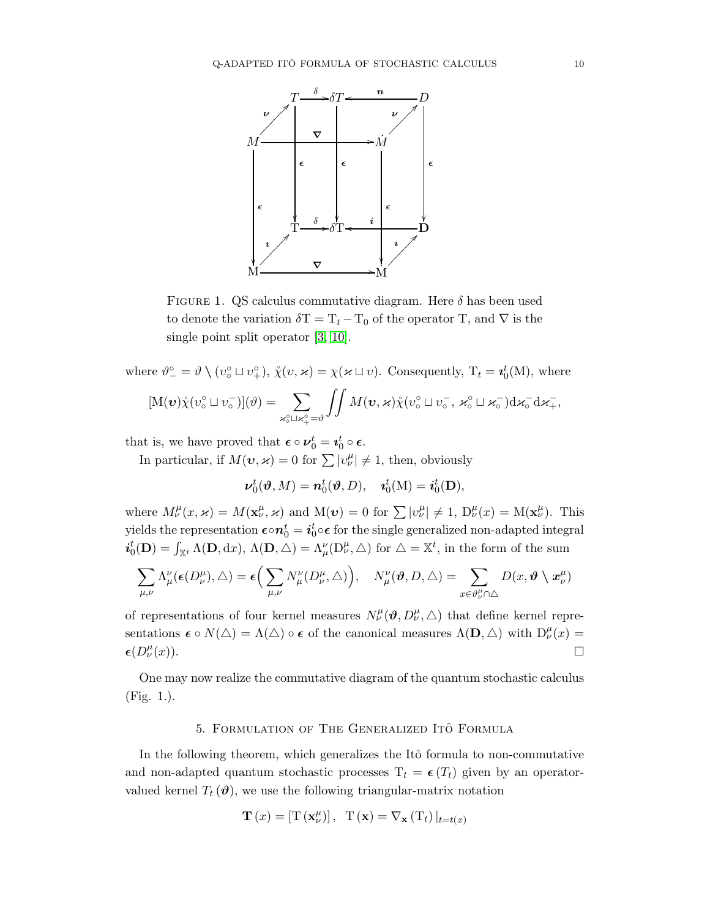FIGURE 1. QS calculus commutative diagram. Here $\delta$ has been used to denote the variation $\delta\mathrm{T} = \mathrm{T}_t - \mathrm{T}_0$ of the operator T, and $\nabla$ is the single point split operator [3, 10].

where $\vartheta_-^\circ = \vartheta \setminus (\upsilon_\circ^\circ \sqcup \upsilon_+^\circ)$, $\mathring{\chi}(\upsilon, \varkappa) = \chi(\varkappa \sqcup \upsilon)$. Consequently, $\mathrm{T}_t = \boldsymbol{\imath}_0^t(\mathrm{M})$, where

$$[\mathrm{M}(\boldsymbol{\upsilon})\mathring{\chi}(\upsilon_\circ^\circ \sqcup \upsilon_\circ^-)](\vartheta) = \sum_{\varkappa_\circ^\circ \sqcup \varkappa_+^\circ = \vartheta} \iint M(\boldsymbol{\upsilon}, \varkappa)\mathring{\chi}(\upsilon_\circ^\circ \sqcup \upsilon_\circ^-,\, \varkappa_\circ^\circ \sqcup \varkappa_\circ^-)\mathrm{d}\varkappa_\circ^- \mathrm{d}\varkappa_+^-,$$

that is, we have proved that $\boldsymbol{\epsilon} \circ \boldsymbol{\nu}_0^t = \boldsymbol{\imath}_0^t \circ \boldsymbol{\epsilon}$.

In particular, if $M(\boldsymbol{\upsilon}, \varkappa) = 0$ for $\sum |\upsilon_\nu^\mu| \neq 1$, then, obviously

$$\boldsymbol{\nu}_0^t(\boldsymbol{\vartheta}, M) = \boldsymbol{n}_0^t(\boldsymbol{\vartheta}, D), \quad \boldsymbol{\imath}_0^t(\mathrm{M}) = \boldsymbol{i}_0^t(\mathbf{D}),$$

where $M_\nu^\mu(x, \varkappa) = M(\mathbf{x}_\nu^\mu, \varkappa)$ and $\mathrm{M}(\boldsymbol{\upsilon}) = 0$ for $\sum |\upsilon_\nu^\mu| \neq 1$, $\mathrm{D}_\nu^\mu(x) = \mathrm{M}(\mathbf{x}_\nu^\mu)$. This yields the representation $\boldsymbol{\epsilon} \circ \boldsymbol{n}_0^t = \boldsymbol{i}_0^t \circ \boldsymbol{\epsilon}$ for the single generalized non-adapted integral $\boldsymbol{i}_0^t(\mathbf{D}) = \int_{\mathbb{X}^t} \Lambda(\mathbf{D}, \mathrm{d}x)$, $\Lambda(\mathbf{D}, \triangle) = \Lambda_\mu^\nu(\mathrm{D}_\nu^\mu, \triangle)$ for $\triangle = \mathbb{X}^t$, in the form of the sum

$$\sum_{\mu,\nu} \Lambda_\mu^\nu(\boldsymbol{\epsilon}(D_\nu^\mu), \triangle) = \boldsymbol{\epsilon}\Big(\sum_{\mu,\nu} N_\mu^\nu(D_\nu^\mu, \triangle)\Big), \quad N_\mu^\nu(\boldsymbol{\vartheta}, D, \triangle) = \sum_{x \in \vartheta_\nu^\mu \cap \triangle} D(x, \boldsymbol{\vartheta} \setminus \boldsymbol{x}_\nu^\mu)$$

of representations of four kernel measures $N_\nu^\mu(\boldsymbol{\vartheta}, D_\nu^\mu, \triangle)$ that define kernel representations $\boldsymbol{\epsilon} \circ N(\triangle) = \Lambda(\triangle) \circ \boldsymbol{\epsilon}$ of the canonical measures $\Lambda(\mathbf{D}, \triangle)$ with $\mathrm{D}_\nu^\mu(x) = \boldsymbol{\epsilon}(D_\nu^\mu(x))$. □

One may now realize the commutative diagram of the quantum stochastic calculus (Fig. 1.).

## 5. Formulation of The Generalized Itô Formula

In the following theorem, which generalizes the Itô formula to non-commutative and non-adapted quantum stochastic processes $\mathrm{T}_t = \boldsymbol{\epsilon}(T_t)$ given by an operator-valued kernel $T_t(\boldsymbol{\vartheta})$, we use the following triangular-matrix notation

$$\mathbf{T}(x) = [\mathrm{T}(\mathbf{x}_\nu^\mu)], \quad \mathrm{T}(\mathbf{x}) = \nabla_{\mathbf{x}}(\mathrm{T}_t)|_{t=t(x)}$$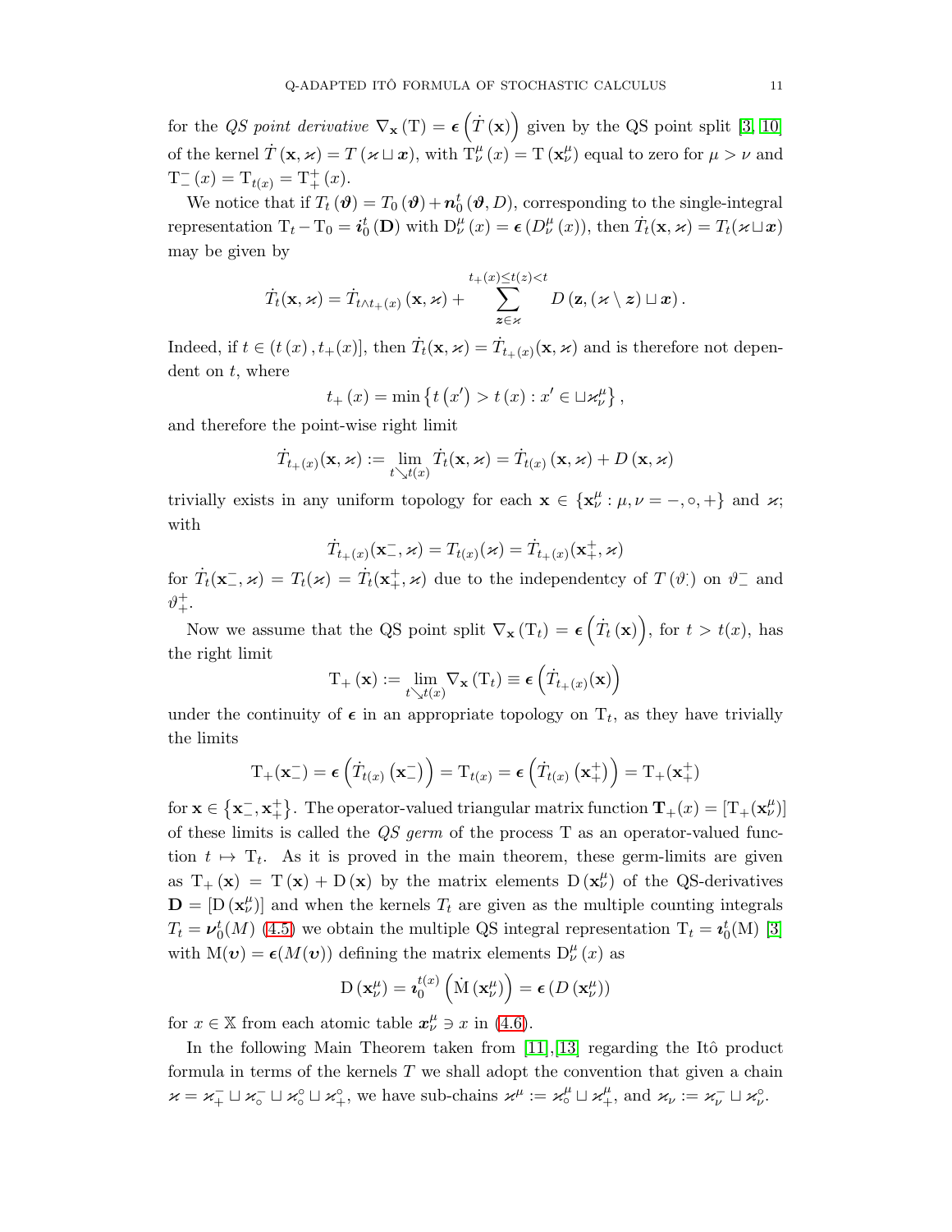for the *QS point derivative* $\nabla_{\mathbf{x}}(\mathrm{T}) = \boldsymbol{\epsilon}\left(\dot{T}(\mathbf{x})\right)$ given by the QS point split [3, 10] of the kernel $\dot{T}(\mathbf{x}, \varkappa) = T(\varkappa \sqcup \boldsymbol{x})$, with $\mathrm{T}^{\mu}_{\nu}(x) = \mathrm{T}(\mathbf{x}^{\mu}_{\nu})$ equal to zero for $\mu > \nu$ and $\mathrm{T}^{-}_{-}(x) = \mathrm{T}_{t(x)} = \mathrm{T}^{+}_{+}(x)$.

We notice that if $T_t(\boldsymbol{\vartheta}) = T_0(\boldsymbol{\vartheta}) + \boldsymbol{n}^t_0(\boldsymbol{\vartheta}, D)$, corresponding to the single-integral representation $\mathrm{T}_t - \mathrm{T}_0 = \boldsymbol{\imath}^t_0(\mathbf{D})$ with $\mathrm{D}^{\mu}_{\nu}(x) = \boldsymbol{\epsilon}(D^{\mu}_{\nu}(x))$, then $\dot{T}_t(\mathbf{x}, \varkappa) = T_t(\varkappa \sqcup \boldsymbol{x})$ may be given by

$$\dot{T}_t(\mathbf{x}, \varkappa) = \dot{T}_{t \wedge t_+(x)}(\mathbf{x}, \varkappa) + \sum_{\boldsymbol{z} \in \varkappa}^{t_+(x) \le t(z) < t} D(\mathbf{z}, (\varkappa \setminus \boldsymbol{z}) \sqcup \boldsymbol{x}).$$

Indeed, if $t \in (t(x), t_+(x)]$, then $\dot{T}_t(\mathbf{x}, \varkappa) = \dot{T}_{t_+(x)}(\mathbf{x}, \varkappa)$ and is therefore not dependent on $t$, where

$$t_+(x) = \min\left\{t(x') > t(x) : x' \in \sqcup \varkappa^{\mu}_{\nu}\right\},$$

and therefore the point-wise right limit

$$\dot{T}_{t_+(x)}(\mathbf{x}, \varkappa) := \lim_{t \searrow t(x)} \dot{T}_t(\mathbf{x}, \varkappa) = \dot{T}_{t(x)}(\mathbf{x}, \varkappa) + D(\mathbf{x}, \varkappa)$$

trivially exists in any uniform topology for each $\mathbf{x} \in \{\mathbf{x}^{\mu}_{\nu} : \mu, \nu = -, \circ, +\}$ and $\varkappa$; with

$$\dot{T}_{t_+(x)}(\mathbf{x}^{-}_{-}, \varkappa) = T_{t(x)}(\varkappa) = \dot{T}_{t_+(x)}(\mathbf{x}^{+}_{+}, \varkappa)$$

for $\dot{T}_t(\mathbf{x}^{-}_{-}, \varkappa) = T_t(\varkappa) = \dot{T}_t(\mathbf{x}^{+}_{+}, \varkappa)$ due to the independentcy of $T(\vartheta^{\cdot}_{\cdot})$ on $\vartheta^{-}_{-}$ and $\vartheta^{+}_{+}$.

Now we assume that the QS point split $\nabla_{\mathbf{x}}(\mathrm{T}_t) = \boldsymbol{\epsilon}\left(\dot{T}_t(\mathbf{x})\right)$, for $t > t(x)$, has the right limit

$$\mathrm{T}_+(\mathbf{x}) := \lim_{t \searrow t(x)} \nabla_{\mathbf{x}}(\mathrm{T}_t) \equiv \boldsymbol{\epsilon}\left(\dot{T}_{t_+(x)}(\mathbf{x})\right)$$

under the continuity of $\boldsymbol{\epsilon}$ in an appropriate topology on $\mathrm{T}_t$, as they have trivially the limits

$$\mathrm{T}_+(\mathbf{x}^{-}_{-}) = \boldsymbol{\epsilon}\left(\dot{T}_{t(x)}(\mathbf{x}^{-}_{-})\right) = \mathrm{T}_{t(x)} = \boldsymbol{\epsilon}\left(\dot{T}_{t(x)}(\mathbf{x}^{+}_{+})\right) = \mathrm{T}_+(\mathbf{x}^{+}_{+})$$

for $\mathbf{x} \in \left\{\mathbf{x}^{-}_{-}, \mathbf{x}^{+}_{+}\right\}$. The operator-valued triangular matrix function $\mathbf{T}_+(x) = [\mathrm{T}_+(\mathbf{x}^{\mu}_{\nu})]$ of these limits is called the *QS germ* of the process T as an operator-valued function $t \mapsto \mathrm{T}_t$. As it is proved in the main theorem, these germ-limits are given as $\mathrm{T}_+(\mathbf{x}) = \mathrm{T}(\mathbf{x}) + \mathrm{D}(\mathbf{x})$ by the matrix elements $\mathrm{D}(\mathbf{x}^{\mu}_{\nu})$ of the QS-derivatives $\mathbf{D} = [\mathrm{D}(\mathbf{x}^{\mu}_{\nu})]$ and when the kernels $T_t$ are given as the multiple counting integrals $T_t = \boldsymbol{\nu}^t_0(M)$ (4.5) we obtain the multiple QS integral representation $\mathrm{T}_t = \boldsymbol{\imath}^t_0(\mathrm{M})$ [3] with $\mathrm{M}(\boldsymbol{\upsilon}) = \boldsymbol{\epsilon}(M(\boldsymbol{\upsilon}))$ defining the matrix elements $\mathrm{D}^{\mu}_{\nu}(x)$ as

$$\mathrm{D}(\mathbf{x}^{\mu}_{\nu}) = \boldsymbol{\imath}^{t(x)}_0\left(\dot{\mathrm{M}}(\mathbf{x}^{\mu}_{\nu})\right) = \boldsymbol{\epsilon}(D(\mathbf{x}^{\mu}_{\nu}))$$

for $x \in \mathbb{X}$ from each atomic table $\boldsymbol{x}^{\mu}_{\nu} \ni x$ in (4.6).

In the following Main Theorem taken from [11],[13] regarding the Itô product formula in terms of the kernels $T$ we shall adopt the convention that given a chain $\varkappa = \varkappa^{-}_{+} \sqcup \varkappa^{-}_{\circ} \sqcup \varkappa^{\circ}_{\circ} \sqcup \varkappa^{\circ}_{+}$, we have sub-chains $\varkappa^{\mu} := \varkappa^{\mu}_{\circ} \sqcup \varkappa^{\mu}_{+}$, and $\varkappa_{\nu} := \varkappa^{-}_{\nu} \sqcup \varkappa^{\circ}_{\nu}$.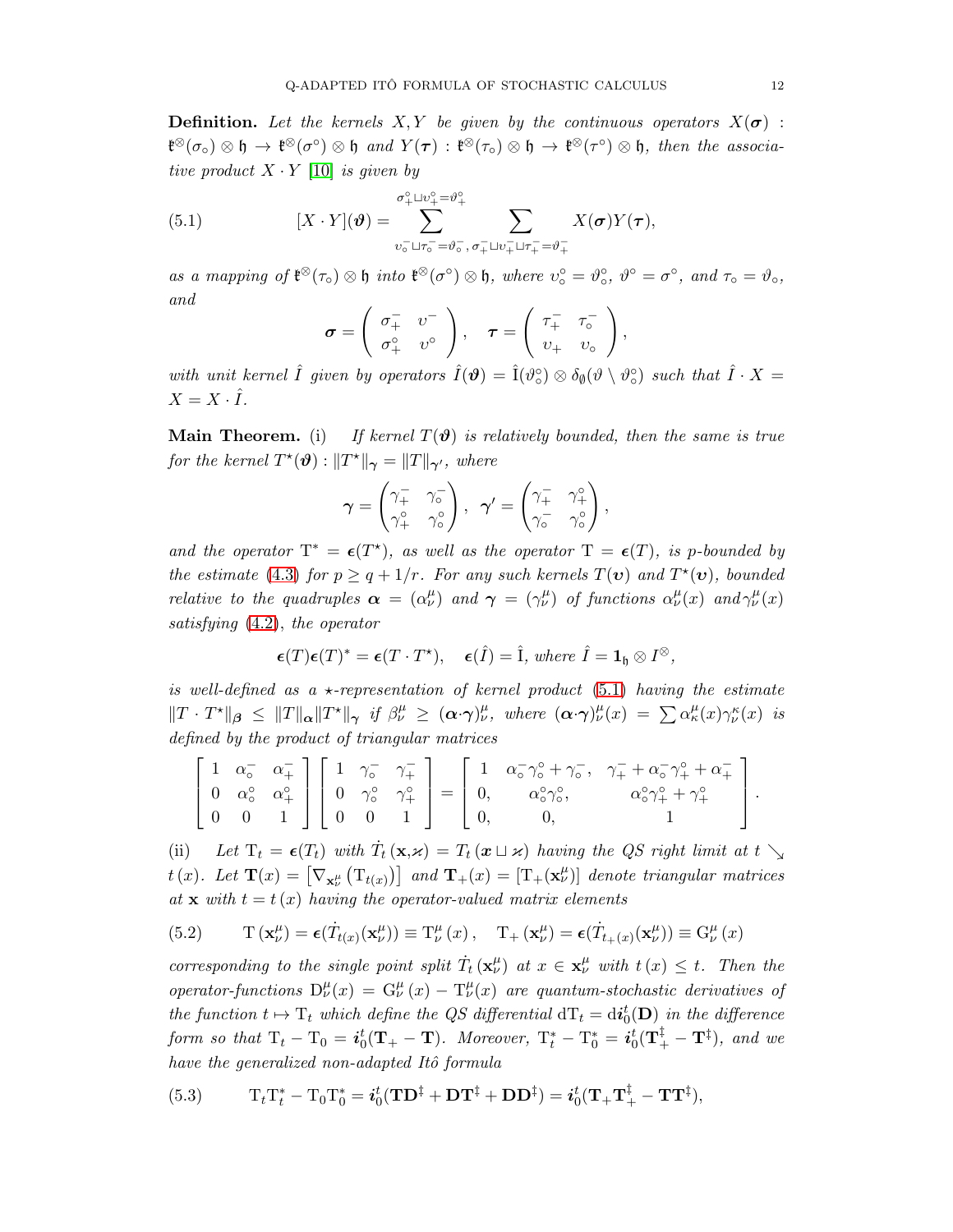**Definition.** *Let the kernels $X, Y$ be given by the continuous operators $X(\boldsymbol{\sigma}) : \mathfrak{k}^{\otimes}(\sigma_{\circ}) \otimes \mathfrak{h} \to \mathfrak{k}^{\otimes}(\sigma^{\circ}) \otimes \mathfrak{h}$ and $Y(\boldsymbol{\tau}) : \mathfrak{k}^{\otimes}(\tau_{\circ}) \otimes \mathfrak{h} \to \mathfrak{k}^{\otimes}(\tau^{\circ}) \otimes \mathfrak{h}$, then the associative product $X \cdot Y$ [10] is given by*

$$
[X \cdot Y](\boldsymbol{\vartheta}) = \sum_{\upsilon_{\circ}^{-} \sqcup \tau_{\circ}^{-} = \vartheta_{\circ}^{-}}^{\sigma_{+}^{\circ} \sqcup \upsilon_{+}^{\circ} = \vartheta_{+}^{\circ}} \sum_{\sigma_{+}^{-} \sqcup \upsilon_{+}^{-} \sqcup \tau_{+}^{-} = \vartheta_{+}^{-}} X(\boldsymbol{\sigma}) Y(\boldsymbol{\tau}), \tag{5.1}
$$

*as a mapping of $\mathfrak{k}^{\otimes}(\tau_{\circ}) \otimes \mathfrak{h}$ into $\mathfrak{k}^{\otimes}(\sigma^{\circ}) \otimes \mathfrak{h}$, where $\upsilon_{\circ}^{\circ} = \vartheta_{\circ}^{\circ}$, $\vartheta^{\circ} = \sigma^{\circ}$, and $\tau_{\circ} = \vartheta_{\circ}$, and*

$$
\boldsymbol{\sigma} = \begin{pmatrix} \sigma_{+}^{-} & \upsilon^{-} \\ \sigma_{+}^{\circ} & \upsilon^{\circ} \end{pmatrix}, \quad \boldsymbol{\tau} = \begin{pmatrix} \tau_{+}^{-} & \tau_{\circ}^{-} \\ \upsilon_{+} & \upsilon_{\circ} \end{pmatrix},
$$

*with unit kernel $\hat{I}$ given by operators $\hat{I}(\boldsymbol{\vartheta}) = \hat{\mathrm{I}}(\vartheta_{\circ}^{\circ}) \otimes \delta_{\emptyset}(\vartheta \setminus \vartheta_{\circ}^{\circ})$ such that $\hat{I} \cdot X = X = X \cdot \hat{I}$.*

**Main Theorem.** (i) *If kernel $T(\boldsymbol{\vartheta})$ is relatively bounded, then the same is true for the kernel $T^{\star}(\boldsymbol{\vartheta}) : \|T^{\star}\|_{\boldsymbol{\gamma}} = \|T\|_{\boldsymbol{\gamma}'}$, where*

$$
\boldsymbol{\gamma} = \begin{pmatrix} \gamma_{+}^{-} & \gamma_{\circ}^{-} \\ \gamma_{+}^{\circ} & \gamma_{\circ}^{\circ} \end{pmatrix}, \quad \boldsymbol{\gamma}' = \begin{pmatrix} \gamma_{+}^{-} & \gamma_{+}^{\circ} \\ \gamma_{\circ}^{-} & \gamma_{\circ}^{\circ} \end{pmatrix},
$$

*and the operator $\mathrm{T}^{*} = \boldsymbol{\epsilon}(T^{\star})$, as well as the operator $\mathrm{T} = \boldsymbol{\epsilon}(T)$, is $p$-bounded by the estimate (4.3) for $p \geq q + 1/r$. For any such kernels $T(\boldsymbol{\upsilon})$ and $T^{\star}(\boldsymbol{\upsilon})$, bounded relative to the quadruples $\boldsymbol{\alpha} = (\alpha_{\nu}^{\mu})$ and $\boldsymbol{\gamma} = (\gamma_{\nu}^{\mu})$ of functions $\alpha_{\nu}^{\mu}(x)$ and $\gamma_{\nu}^{\mu}(x)$ satisfying (4.2), the operator*

$$
\boldsymbol{\epsilon}(T)\boldsymbol{\epsilon}(T)^{*} = \boldsymbol{\epsilon}(T \cdot T^{\star}), \quad \boldsymbol{\epsilon}(\hat{I}) = \hat{\mathrm{I}}, \text{ where } \hat{I} = \mathbf{1}_{\mathfrak{h}} \otimes I^{\otimes},
$$

*is well-defined as a $\star$-representation of kernel product (5.1) having the estimate $\|T \cdot T^{\star}\|_{\boldsymbol{\beta}} \leq \|T\|_{\boldsymbol{\alpha}} \|T^{\star}\|_{\boldsymbol{\gamma}}$ if $\beta_{\nu}^{\mu} \geq (\boldsymbol{\alpha} \cdot \boldsymbol{\gamma})_{\nu}^{\mu}$, where $(\boldsymbol{\alpha} \cdot \boldsymbol{\gamma})_{\nu}^{\mu}(x) = \sum \alpha_{\kappa}^{\mu}(x) \gamma_{\nu}^{\kappa}(x)$ is defined by the product of triangular matrices*

$$
\begin{bmatrix} 1 & \alpha_{\circ}^{-} & \alpha_{+}^{-} \\ 0 & \alpha_{\circ}^{\circ} & \alpha_{+}^{\circ} \\ 0 & 0 & 1 \end{bmatrix} \begin{bmatrix} 1 & \gamma_{\circ}^{-} & \gamma_{+}^{-} \\ 0 & \gamma_{\circ}^{\circ} & \gamma_{+}^{\circ} \\ 0 & 0 & 1 \end{bmatrix} = \begin{bmatrix} 1 & \alpha_{\circ}^{-}\gamma_{\circ}^{\circ} + \gamma_{\circ}^{-}, & \gamma_{+}^{-} + \alpha_{\circ}^{-}\gamma_{+}^{\circ} + \alpha_{+}^{-} \\ 0, & \alpha_{\circ}^{\circ}\gamma_{\circ}^{\circ}, & \alpha_{\circ}^{\circ}\gamma_{+}^{\circ} + \gamma_{+}^{\circ} \\ 0, & 0, & 1 \end{bmatrix}.
$$

(ii) *Let $\mathrm{T}_{t} = \boldsymbol{\epsilon}(T_{t})$ with $\dot{T}_{t}(\mathbf{x}, \varkappa) = T_{t}(\boldsymbol{x} \sqcup \varkappa)$ having the QS right limit at $t \searrow t(x)$. Let $\mathbf{T}(x) = \left[\nabla_{\mathbf{x}_{\nu}^{\mu}}\left(\mathrm{T}_{t(x)}\right)\right]$ and $\mathbf{T}_{+}(x) = [\mathrm{T}_{+}(\mathbf{x}_{\nu}^{\mu})]$ denote triangular matrices at $\mathbf{x}$ with $t = t(x)$ having the operator-valued matrix elements*

$$
\mathrm{T}\left(\mathbf{x}_{\nu}^{\mu}\right) = \boldsymbol{\epsilon}(\dot{T}_{t(x)}(\mathbf{x}_{\nu}^{\mu})) \equiv \mathrm{T}_{\nu}^{\mu}\left(x\right), \quad \mathrm{T}_{+}\left(\mathbf{x}_{\nu}^{\mu}\right) = \boldsymbol{\epsilon}(\dot{T}_{t_{+}(x)}(\mathbf{x}_{\nu}^{\mu})) \equiv \mathrm{G}_{\nu}^{\mu}\left(x\right) \tag{5.2}
$$

*corresponding to the single point split $\dot{T}_{t}\left(\mathbf{x}_{\nu}^{\mu}\right)$ at $x \in \mathbf{x}_{\nu}^{\mu}$ with $t(x) \leq t$. Then the operator-functions $\mathrm{D}_{\nu}^{\mu}(x) = \mathrm{G}_{\nu}^{\mu}(x) - \mathrm{T}_{\nu}^{\mu}(x)$ are quantum-stochastic derivatives of the function $t \mapsto \mathrm{T}_{t}$ which define the QS differential $\mathrm{d}\mathrm{T}_{t} = \mathrm{d}\boldsymbol{i}_{0}^{t}(\mathbf{D})$ in the difference form so that $\mathrm{T}_{t} - \mathrm{T}_{0} = \boldsymbol{i}_{0}^{t}(\mathbf{T}_{+} - \mathbf{T})$. Moreover, $\mathrm{T}_{t}^{*} - \mathrm{T}_{0}^{*} = \boldsymbol{i}_{0}^{t}(\mathbf{T}_{+}^{\ddagger} - \mathbf{T}^{\ddagger})$, and we have the generalized non-adapted Itô formula*

$$
\mathrm{T}_{t}\mathrm{T}_{t}^{*} - \mathrm{T}_{0}\mathrm{T}_{0}^{*} = \boldsymbol{i}_{0}^{t}(\mathbf{T}\mathbf{D}^{\ddagger} + \mathbf{D}\mathbf{T}^{\ddagger} + \mathbf{D}\mathbf{D}^{\ddagger}) = \boldsymbol{i}_{0}^{t}(\mathbf{T}_{+}\mathbf{T}_{+}^{\ddagger} - \mathbf{T}\mathbf{T}^{\ddagger}), \tag{5.3}
$$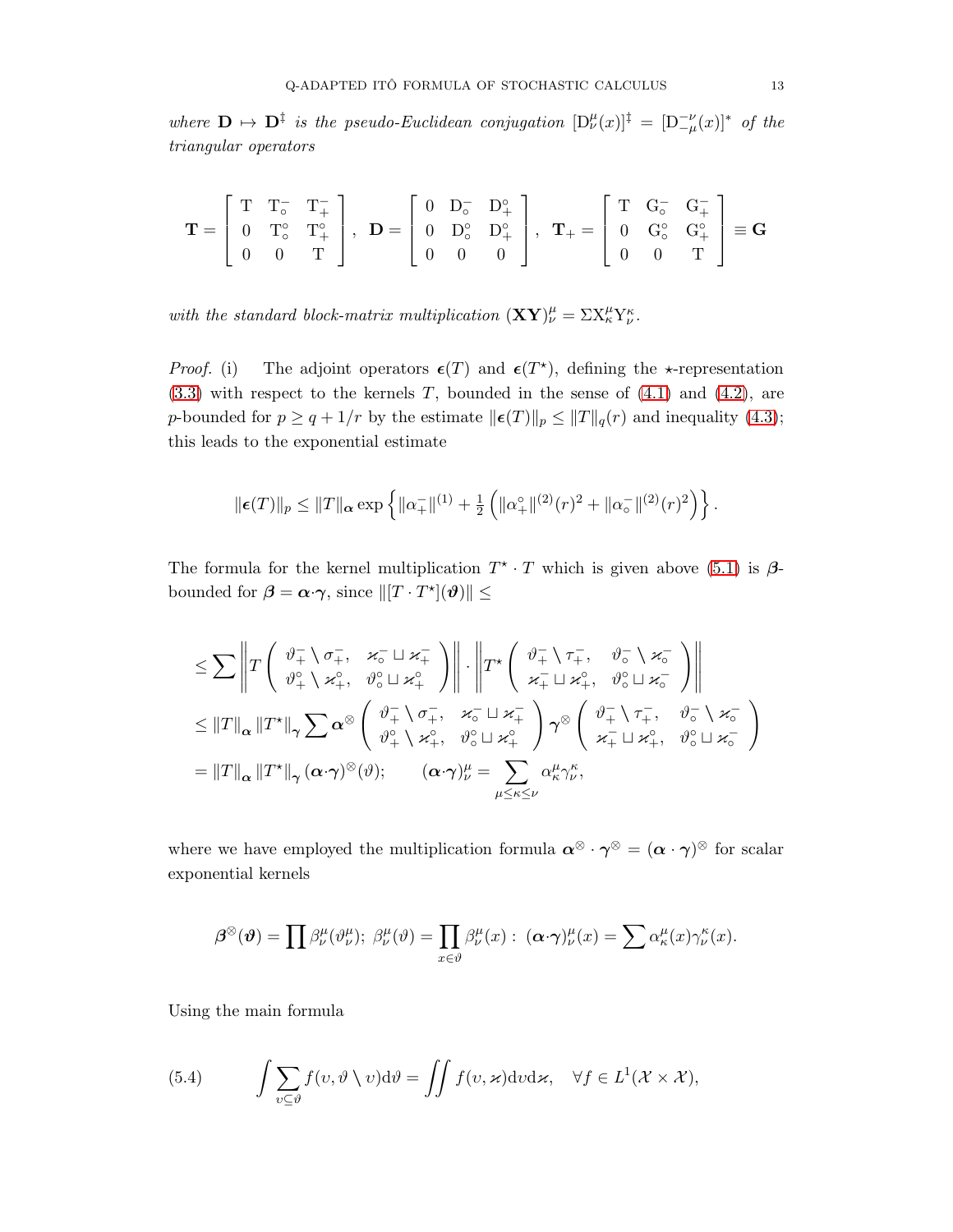*where* $\mathbf{D} \mapsto \mathbf{D}^{\ddagger}$ *is the pseudo-Euclidean conjugation* $[\mathrm{D}^{\mu}_{\nu}(x)]^{\ddagger} = [\mathrm{D}^{-\nu}_{-\mu}(x)]^{*}$ *of the triangular operators*

$$\mathbf{T} = \begin{bmatrix} \mathrm{T} & \mathrm{T}^{-}_{\circ} & \mathrm{T}^{-}_{+} \\ 0 & \mathrm{T}^{\circ}_{\circ} & \mathrm{T}^{\circ}_{+} \\ 0 & 0 & \mathrm{T} \end{bmatrix}, \quad \mathbf{D} = \begin{bmatrix} 0 & \mathrm{D}^{-}_{\circ} & \mathrm{D}^{\circ}_{+} \\ 0 & \mathrm{D}^{\circ}_{\circ} & \mathrm{D}^{\circ}_{+} \\ 0 & 0 & 0 \end{bmatrix}, \quad \mathbf{T}_{+} = \begin{bmatrix} \mathrm{T} & \mathrm{G}^{-}_{\circ} & \mathrm{G}^{-}_{+} \\ 0 & \mathrm{G}^{\circ}_{\circ} & \mathrm{G}^{\circ}_{+} \\ 0 & 0 & \mathrm{T} \end{bmatrix} \equiv \mathbf{G}$$

*with the standard block-matrix multiplication* $(\mathbf{XY})^{\mu}_{\nu} = \Sigma \mathrm{X}^{\mu}_{\kappa}\mathrm{Y}^{\kappa}_{\nu}$.

*Proof.* (i) The adjoint operators $\boldsymbol{\epsilon}(T)$ and $\boldsymbol{\epsilon}(T^{\star})$, defining the $\star$-representation (3.3) with respect to the kernels $T$, bounded in the sense of (4.1) and (4.2), are $p$-bounded for $p \geq q + 1/r$ by the estimate $\|\boldsymbol{\epsilon}(T)\|_{p} \leq \|T\|_{q}(r)$ and inequality (4.3); this leads to the exponential estimate

$$\|\boldsymbol{\epsilon}(T)\|_{p} \leq \|T\|_{\boldsymbol{\alpha}} \exp\left\{ \|\alpha^{-}_{+}\|^{(1)} + \tfrac{1}{2}\left( \|\alpha^{\circ}_{+}\|^{(2)}(r)^{2} + \|\alpha^{-}_{\circ}\|^{(2)}(r)^{2} \right) \right\}.$$

The formula for the kernel multiplication $T^{\star} \cdot T$ which is given above (5.1) is $\boldsymbol{\beta}$-bounded for $\boldsymbol{\beta} = \boldsymbol{\alpha} \cdot \boldsymbol{\gamma}$, since $\|[T \cdot T^{\star}](\boldsymbol{\vartheta})\| \leq$

$$\begin{aligned}
&\leq \sum \left\| T \begin{pmatrix} \vartheta^{-}_{+} \setminus \sigma^{-}_{+}, & \varkappa^{-}_{\circ} \sqcup \varkappa^{-}_{+} \\ \vartheta^{\circ}_{+} \setminus \varkappa^{\circ}_{+}, & \vartheta^{\circ}_{\circ} \sqcup \varkappa^{\circ}_{+} \end{pmatrix} \right\| \cdot \left\| T^{\star} \begin{pmatrix} \vartheta^{-}_{+} \setminus \tau^{-}_{+}, & \vartheta^{-}_{\circ} \setminus \varkappa^{-}_{\circ} \\ \varkappa^{-}_{+} \sqcup \varkappa^{\circ}_{+}, & \vartheta^{\circ}_{\circ} \sqcup \varkappa^{-}_{\circ} \end{pmatrix} \right\| \\
&\leq \|T\|_{\boldsymbol{\alpha}} \|T^{\star}\|_{\boldsymbol{\gamma}} \sum \boldsymbol{\alpha}^{\otimes} \begin{pmatrix} \vartheta^{-}_{+} \setminus \sigma^{-}_{+}, & \varkappa^{-}_{\circ} \sqcup \varkappa^{-}_{+} \\ \vartheta^{\circ}_{+} \setminus \varkappa^{\circ}_{+}, & \vartheta^{\circ}_{\circ} \sqcup \varkappa^{\circ}_{+} \end{pmatrix} \boldsymbol{\gamma}^{\otimes} \begin{pmatrix} \vartheta^{-}_{+} \setminus \tau^{-}_{+}, & \vartheta^{-}_{\circ} \setminus \varkappa^{-}_{\circ} \\ \varkappa^{-}_{+} \sqcup \varkappa^{\circ}_{+}, & \vartheta^{\circ}_{\circ} \sqcup \varkappa^{-}_{\circ} \end{pmatrix} \\
&= \|T\|_{\boldsymbol{\alpha}} \|T^{\star}\|_{\boldsymbol{\gamma}} (\boldsymbol{\alpha} \cdot \boldsymbol{\gamma})^{\otimes}(\vartheta); \qquad (\boldsymbol{\alpha} \cdot \boldsymbol{\gamma})^{\mu}_{\nu} = \sum_{\mu \leq \kappa \leq \nu} \alpha^{\mu}_{\kappa} \gamma^{\kappa}_{\nu},
\end{aligned}$$

where we have employed the multiplication formula $\boldsymbol{\alpha}^{\otimes} \cdot \boldsymbol{\gamma}^{\otimes} = (\boldsymbol{\alpha} \cdot \boldsymbol{\gamma})^{\otimes}$ for scalar exponential kernels

$$\boldsymbol{\beta}^{\otimes}(\boldsymbol{\vartheta}) = \prod \beta^{\mu}_{\nu}(\vartheta^{\mu}_{\nu}); \ \beta^{\mu}_{\nu}(\vartheta) = \prod_{x \in \vartheta} \beta^{\mu}_{\nu}(x) : \ (\boldsymbol{\alpha} \cdot \boldsymbol{\gamma})^{\mu}_{\nu}(x) = \sum \alpha^{\mu}_{\kappa}(x) \gamma^{\kappa}_{\nu}(x).$$

Using the main formula

$$\int \sum_{\upsilon \subseteq \vartheta} f(\upsilon, \vartheta \setminus \upsilon) \mathrm{d}\vartheta = \iint f(\upsilon, \varkappa) \mathrm{d}\upsilon \mathrm{d}\varkappa, \quad \forall f \in L^{1}(\mathcal{X} \times \mathcal{X}), \tag{5.4}$$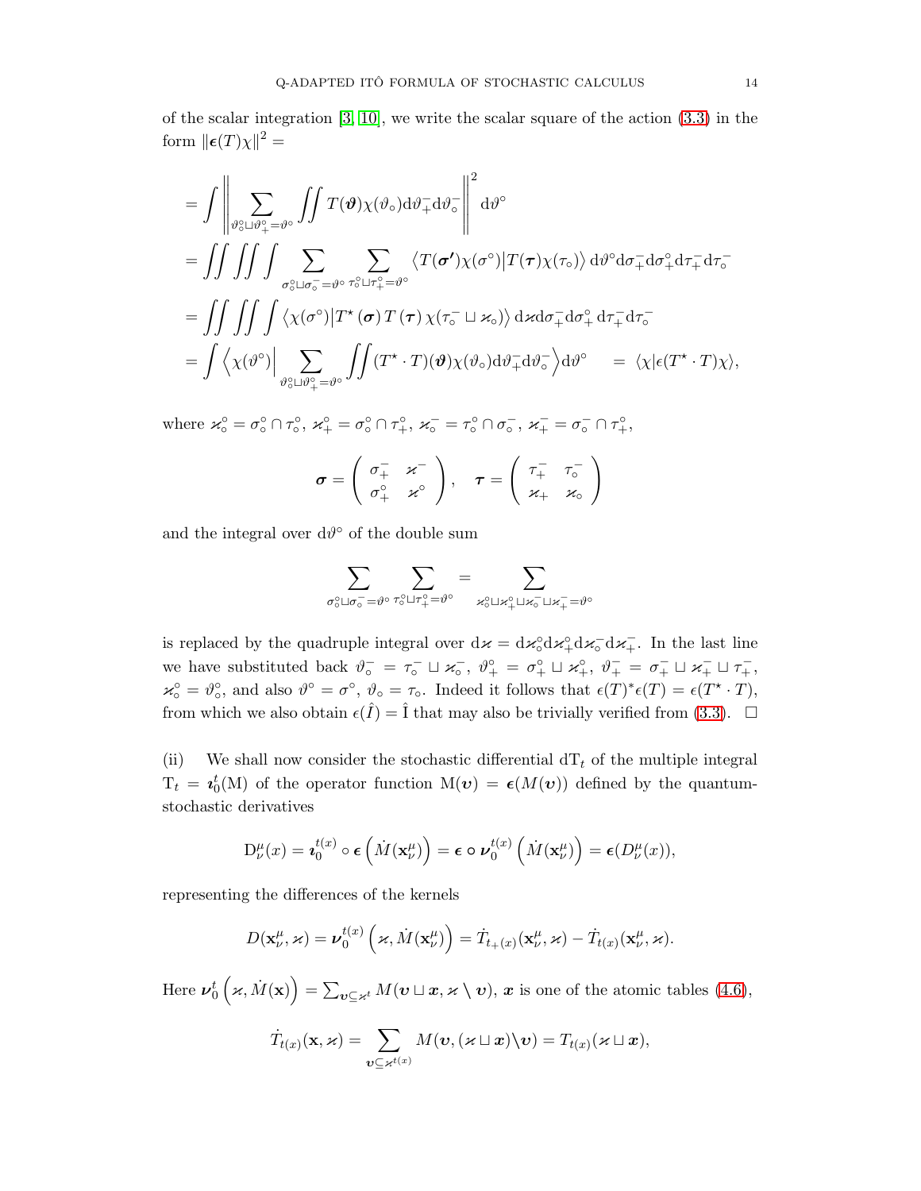of the scalar integration [3, 10], we write the scalar square of the action (3.3) in the form $\|\boldsymbol{\epsilon}(T)\chi\|^2 =$

$$
\begin{aligned}
&= \int \left\| \sum_{\vartheta_\circ^\circ \sqcup \vartheta_+^\circ = \vartheta^\circ} \iint T(\boldsymbol{\vartheta})\chi(\vartheta_\circ)\mathrm{d}\vartheta_+^- \mathrm{d}\vartheta_\circ^- \right\|^2 \mathrm{d}\vartheta^\circ \\
&= \iint \iiint \int \sum_{\sigma_\circ^\circ \sqcup \sigma_\circ^- = \vartheta^\circ} \sum_{\tau_\circ^\circ \sqcup \tau_+^\circ = \vartheta^\circ} \left\langle T(\boldsymbol{\sigma'})\chi(\sigma^\circ) \middle| T(\boldsymbol{\tau})\chi(\tau_\circ) \right\rangle \mathrm{d}\vartheta^\circ \mathrm{d}\sigma_+^- \mathrm{d}\sigma_+^\circ \mathrm{d}\tau_+^- \mathrm{d}\tau_\circ^- \\
&= \iint \iiint \int \left\langle \chi(\sigma^\circ) \middle| T^\star(\boldsymbol{\sigma})\, T(\boldsymbol{\tau})\, \chi(\tau_\circ^- \sqcup \varkappa_\circ) \right\rangle \mathrm{d}\varkappa \mathrm{d}\sigma_+^- \mathrm{d}\sigma_+^\circ\, \mathrm{d}\tau_+^- \mathrm{d}\tau_\circ^- \\
&= \int \Big\langle \chi(\vartheta^\circ) \Big| \sum_{\vartheta_\circ^\circ \sqcup \vartheta_+^\circ = \vartheta^\circ} \iint (T^\star \cdot T)(\boldsymbol{\vartheta})\chi(\vartheta_\circ)\mathrm{d}\vartheta_+^- \mathrm{d}\vartheta_\circ^- \Big\rangle \mathrm{d}\vartheta^\circ \quad = \langle \chi | \epsilon(T^\star \cdot T)\chi \rangle,
\end{aligned}
$$

where $\varkappa_\circ^\circ = \sigma_\circ^\circ \cap \tau_\circ^\circ$, $\varkappa_+^\circ = \sigma_\circ^\circ \cap \tau_+^\circ$, $\varkappa_\circ^- = \tau_\circ^\circ \cap \sigma_\circ^-$, $\varkappa_+^- = \sigma_\circ^- \cap \tau_+^\circ$,

$$
\boldsymbol{\sigma} = \begin{pmatrix} \sigma_+^- & \varkappa^- \\ \sigma_+^\circ & \varkappa^\circ \end{pmatrix}, \quad \boldsymbol{\tau} = \begin{pmatrix} \tau_+^- & \tau_\circ^- \\ \varkappa_+ & \varkappa_\circ \end{pmatrix}
$$

and the integral over $\mathrm{d}\vartheta^\circ$ of the double sum

$$
\sum_{\sigma_\circ^\circ \sqcup \sigma_\circ^- = \vartheta^\circ} \sum_{\tau_\circ^\circ \sqcup \tau_+^\circ = \vartheta^\circ} = \sum_{\varkappa_\circ^\circ \sqcup \varkappa_+^\circ \sqcup \varkappa_\circ^- \sqcup \varkappa_+^- = \vartheta^\circ}
$$

is replaced by the quadruple integral over $\mathrm{d}\varkappa = \mathrm{d}\varkappa_\circ^\circ \mathrm{d}\varkappa_+^\circ \mathrm{d}\varkappa_\circ^- \mathrm{d}\varkappa_+^-$. In the last line we have substituted back $\vartheta_\circ^- = \tau_\circ^- \sqcup \varkappa_\circ^-$, $\vartheta_+^\circ = \sigma_+^\circ \sqcup \varkappa_+^\circ$, $\vartheta_+^- = \sigma_+^- \sqcup \varkappa_+^- \sqcup \tau_+^-$, $\varkappa_\circ^\circ = \vartheta_\circ^\circ$, and also $\vartheta^\circ = \sigma^\circ$, $\vartheta_\circ = \tau_\circ$. Indeed it follows that $\epsilon(T)^* \epsilon(T) = \epsilon(T^\star \cdot T)$, from which we also obtain $\epsilon(\hat{I}) = \hat{\mathrm{I}}$ that may also be trivially verified from (3.3). $\square$

(ii) We shall now consider the stochastic differential $\mathrm{dT}_t$ of the multiple integral $\mathrm{T}_t = \boldsymbol{\imath}_0^t(\mathrm{M})$ of the operator function $\mathrm{M}(\boldsymbol{\upsilon}) = \boldsymbol{\epsilon}(M(\boldsymbol{\upsilon}))$ defined by the quantum-stochastic derivatives

$$
\mathrm{D}_\nu^\mu(x) = \boldsymbol{\imath}_0^{t(x)} \circ \boldsymbol{\epsilon}\left(\dot{M}(\mathbf{x}_\nu^\mu)\right) = \boldsymbol{\epsilon} \circ \boldsymbol{\nu}_0^{t(x)}\left(\dot{M}(\mathbf{x}_\nu^\mu)\right) = \boldsymbol{\epsilon}(D_\nu^\mu(x)),
$$

representing the differences of the kernels

$$
D(\mathbf{x}_\nu^\mu, \varkappa) = \boldsymbol{\nu}_0^{t(x)}\left(\varkappa, \dot{M}(\mathbf{x}_\nu^\mu)\right) = \dot{T}_{t_+(x)}(\mathbf{x}_\nu^\mu, \varkappa) - \dot{T}_{t(x)}(\mathbf{x}_\nu^\mu, \varkappa).
$$

Here $\boldsymbol{\nu}_0^t\left(\varkappa, \dot{M}(\mathbf{x})\right) = \sum_{\boldsymbol{\upsilon} \subseteq \varkappa^t} M(\boldsymbol{\upsilon} \sqcup \boldsymbol{x}, \varkappa \setminus \boldsymbol{\upsilon})$, $\boldsymbol{x}$ is one of the atomic tables (4.6),

$$
\dot{T}_{t(x)}(\mathbf{x}, \varkappa) = \sum_{\boldsymbol{\upsilon} \subseteq \varkappa^{t(x)}} M(\boldsymbol{\upsilon}, (\varkappa \sqcup \boldsymbol{x}) \backslash \boldsymbol{\upsilon}) = T_{t(x)}(\varkappa \sqcup \boldsymbol{x}),
$$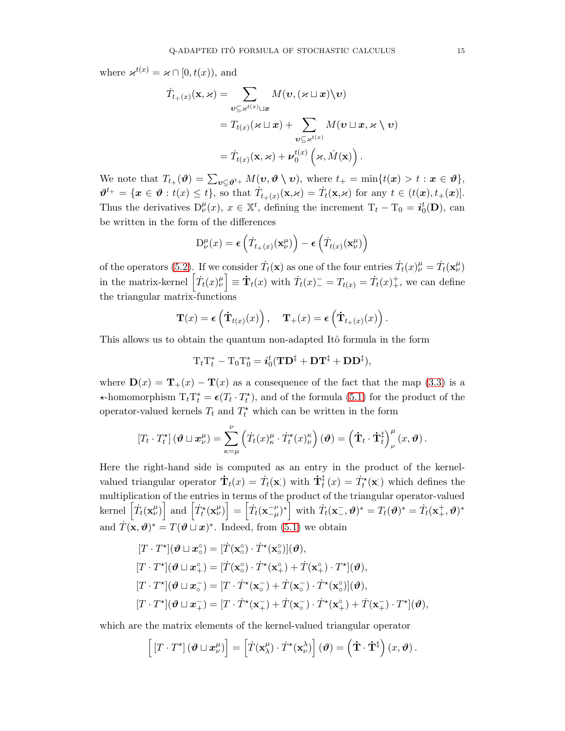where $\varkappa^{t(x)} = \varkappa \cap [0, t(x))$, and

$$
\begin{aligned}
\dot{T}_{t_+(x)}(\mathrm{x}, \varkappa) &= \sum_{\boldsymbol{\upsilon} \subseteq \varkappa^{t(x)} \sqcup \boldsymbol{x}} M(\boldsymbol{\upsilon}, (\varkappa \sqcup \boldsymbol{x}) \backslash \boldsymbol{\upsilon}) \\
&= T_{t(x)}(\varkappa \sqcup \boldsymbol{x}) + \sum_{\boldsymbol{\upsilon} \subseteq \varkappa^{t(x)}} M(\boldsymbol{\upsilon} \sqcup \boldsymbol{x}, \varkappa \setminus \boldsymbol{\upsilon}) \\
&= \dot{T}_{t(x)}(\mathrm{x}, \varkappa) + \boldsymbol{\nu}_0^{t(x)}\left(\varkappa, \dot{M}(\mathrm{x})\right).
\end{aligned}
$$

We note that $T_{t_+}(\boldsymbol{\vartheta}) = \sum_{\boldsymbol{\upsilon} \subseteq \boldsymbol{\vartheta}^{t_+}} M(\boldsymbol{\upsilon}, \boldsymbol{\vartheta} \setminus \boldsymbol{\upsilon})$, where $t_+ = \min\{t(\boldsymbol{x}) > t : \boldsymbol{x} \in \boldsymbol{\vartheta}\}$, $\boldsymbol{\vartheta}^{t_+} = \{\boldsymbol{x} \in \boldsymbol{\vartheta} : t(x) \leq t\}$, so that $\dot{T}_{t_+(x)}(\mathrm{x},\varkappa) = \dot{T}_t(\mathrm{x},\varkappa)$ for any $t \in (t(\boldsymbol{x}), t_+(\boldsymbol{x})]$. Thus the derivatives $\mathrm{D}^\mu_\nu(x)$, $x \in \mathbb{X}^t$, defining the increment $\mathrm{T}_t - \mathrm{T}_0 = \boldsymbol{i}_0^t(\mathbf{D})$, can be written in the form of the differences

$$
\mathrm{D}^\mu_\nu(x) = \boldsymbol{\epsilon}\left(\dot{T}_{t_+(x)}(\mathrm{x}^\mu_\nu)\right) - \boldsymbol{\epsilon}\left(\dot{T}_{t(x)}(\mathrm{x}^\mu_\nu)\right)
$$

of the operators (5.2). If we consider $\dot{T}_t(\mathrm{x})$ as one of the four entries $\dot{T}_t(x)^\mu_\nu = \dot{T}_t(\mathrm{x}^\mu_\nu)$ in the matrix-kernel $\left[\dot{T}_t(x)^\mu_\nu\right] \equiv \dot{\mathbf{T}}_t(x)$ with $\dot{T}_t(x)^-_- = T_{t(x)} = \dot{T}_t(x)^+_+$, we can define the triangular matrix-functions

$$
\mathbf{T}(x) = \boldsymbol{\epsilon}\left(\dot{\mathbf{T}}_{t(x)}(x)\right), \quad \mathbf{T}_+(x) = \boldsymbol{\epsilon}\left(\dot{\mathbf{T}}_{t_+(x)}(x)\right).
$$

This allows us to obtain the quantum non-adapted Itô formula in the form

$$
\mathrm{T}_t\mathrm{T}_t^* - \mathrm{T}_0\mathrm{T}_0^* = \boldsymbol{i}_0^t(\mathbf{T}\mathbf{D}^\ddagger + \mathbf{D}\mathbf{T}^\ddagger + \mathbf{D}\mathbf{D}^\ddagger),
$$

where $\mathbf{D}(x) = \mathbf{T}_+(x) - \mathbf{T}(x)$ as a consequence of the fact that the map (3.3) is a $\star$-homomorphism $\mathrm{T}_t\mathrm{T}_t^* = \boldsymbol{\epsilon}(T_t \cdot T_t^\star)$, and of the formula (5.1) for the product of the operator-valued kernels $T_t$ and $T_t^\star$ which can be written in the form

$$
\left[T_t \cdot T_t^\star\right](\boldsymbol{\vartheta} \sqcup \boldsymbol{x}^\mu_\nu) = \sum_{\kappa=\mu}^{\nu}\left(\dot{T}_t(x)^\mu_\kappa \cdot \dot{T}_t^\star(x)^\kappa_\nu\right)(\boldsymbol{\vartheta}) = \left(\dot{\mathbf{T}}_t \cdot \dot{\mathbf{T}}_t^\ddagger\right)^\mu_\nu(x, \boldsymbol{\vartheta}).
$$

Here the right-hand side is computed as an entry in the product of the kernel-valued triangular operator $\dot{\mathbf{T}}_t(x) = \dot{T}_t(\mathrm{x}^\cdot_\cdot)$ with $\dot{\mathbf{T}}_t^\ddagger(x) = \dot{T}_t^\star(\mathrm{x}^\cdot_\cdot)$ which defines the multiplication of the entries in terms of the product of the triangular operator-valued kernel $\left[\dot{T}_t(\mathrm{x}^\mu_\nu)\right]$ and $\left[\dot{T}_t^\star(\mathrm{x}^\mu_\nu)\right] = \left[\dot{T}_t(\mathrm{x}^{-\nu}_{-\mu})^*\right]$ with $\dot{T}_t(\mathrm{x}^-_-, \boldsymbol{\vartheta})^* = T_t(\boldsymbol{\vartheta})^* = \dot{T}_t(\mathrm{x}^+_+, \boldsymbol{\vartheta})^*$ and $\dot{T}(\mathrm{x}, \boldsymbol{\vartheta})^* = T(\boldsymbol{\vartheta} \sqcup \boldsymbol{x})^*$. Indeed, from (5.1) we obtain

$$
\begin{aligned}
&[T \cdot T^\star](\boldsymbol{\vartheta} \sqcup \boldsymbol{x}^\circ_\circ) = [\dot{T}(\mathrm{x}^\circ_\circ) \cdot \dot{T}^\star(\mathrm{x}^\circ_\circ)](\boldsymbol{\vartheta}), \\
&[T \cdot T^\star](\boldsymbol{\vartheta} \sqcup \boldsymbol{x}^\circ_+) = [\dot{T}(\mathrm{x}^\circ_\circ) \cdot \dot{T}^\star(\mathrm{x}^\circ_+) + \dot{T}(\mathrm{x}^\circ_+) \cdot T^\star](\boldsymbol{\vartheta}), \\
&[T \cdot T^\star](\boldsymbol{\vartheta} \sqcup \boldsymbol{x}^-_\circ) = [T \cdot \dot{T}^\star(\mathrm{x}^-_\circ) + \dot{T}(\mathrm{x}^-_\circ) \cdot \dot{T}^\star(\mathrm{x}^\circ_\circ)](\boldsymbol{\vartheta}), \\
&[T \cdot T^\star](\boldsymbol{\vartheta} \sqcup \boldsymbol{x}^-_+) = [T \cdot \dot{T}^\star(\mathrm{x}^-_+) + \dot{T}(\mathrm{x}^-_\circ) \cdot \dot{T}^\star(\mathrm{x}^\circ_+) + \dot{T}(\mathrm{x}^-_+) \cdot T^\star](\boldsymbol{\vartheta}),
\end{aligned}
$$

which are the matrix elements of the kernel-valued triangular operator

$$
\left[\left[T \cdot T^\star\right](\boldsymbol{\vartheta} \sqcup \boldsymbol{x}^\mu_\nu)\right] = \left[\dot{T}(\mathrm{x}^\mu_\lambda) \cdot \dot{T}^\star(\mathrm{x}^\lambda_\nu)\right](\boldsymbol{\vartheta}) = \left(\dot{\mathbf{T}} \cdot \dot{\mathbf{T}}^\ddagger\right)(x, \boldsymbol{\vartheta}).
$$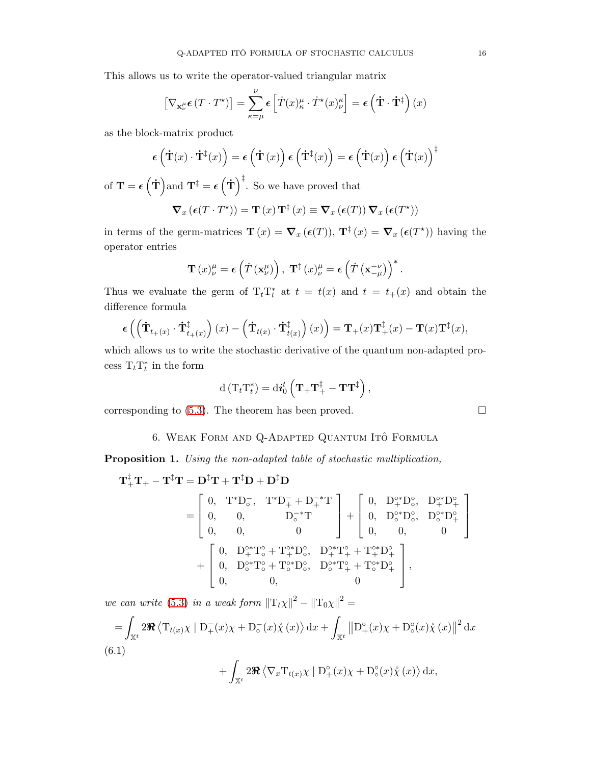This allows us to write the operator-valued triangular matrix

$$\left[\nabla_{\mathbf{x}^{\mu}_{\nu}}\boldsymbol{\epsilon}\left(T\cdot T^{\star}\right)\right]=\sum_{\kappa=\mu}^{\nu}\boldsymbol{\epsilon}\left[\dot{T}(x)^{\mu}_{\kappa}\cdot\dot{T}^{\star}(x)^{\kappa}_{\nu}\right]=\boldsymbol{\epsilon}\left(\dot{\mathbf{T}}\cdot\dot{\mathbf{T}}^{\ddagger}\right)(x)$$

as the block-matrix product

$$\boldsymbol{\epsilon}\left(\dot{\mathbf{T}}(x)\cdot\dot{\mathbf{T}}^{\ddagger}(x)\right)=\boldsymbol{\epsilon}\left(\dot{\mathbf{T}}\left(x\right)\right)\boldsymbol{\epsilon}\left(\dot{\mathbf{T}}^{\ddagger}(x)\right)=\boldsymbol{\epsilon}\left(\dot{\mathbf{T}}(x)\right)\boldsymbol{\epsilon}\left(\dot{\mathbf{T}}(x)\right)^{\ddagger}$$

of $\mathbf{T}=\boldsymbol{\epsilon}\left(\dot{\mathbf{T}}\right)$ and $\mathbf{T}^{\ddagger}=\boldsymbol{\epsilon}\left(\dot{\mathbf{T}}\right)^{\ddagger}$. So we have proved that

$$\boldsymbol{\nabla}_{x}\left(\boldsymbol{\epsilon}(T\cdot T^{\star})\right)=\mathbf{T}\left(x\right)\mathbf{T}^{\ddagger}\left(x\right)\equiv\boldsymbol{\nabla}_{x}\left(\boldsymbol{\epsilon}(T)\right)\boldsymbol{\nabla}_{x}\left(\boldsymbol{\epsilon}(T^{\star})\right)$$

in terms of the germ-matrices $\mathbf{T}\left(x\right)=\boldsymbol{\nabla}_{x}\left(\boldsymbol{\epsilon}(T)\right)$, $\mathbf{T}^{\ddagger}\left(x\right)=\boldsymbol{\nabla}_{x}\left(\boldsymbol{\epsilon}(T^{\star})\right)$ having the operator entries

$$\mathbf{T}\left(x\right)^{\mu}_{\nu}=\boldsymbol{\epsilon}\left(\dot{T}\left(\mathbf{x}^{\mu}_{\nu}\right)\right),\ \mathbf{T}^{\ddagger}\left(x\right)^{\mu}_{\nu}=\boldsymbol{\epsilon}\left(\dot{T}\left(\mathbf{x}^{-\nu}_{-\mu}\right)\right)^{*}.$$

Thus we evaluate the germ of $\mathrm{T}_{t}\mathrm{T}^{*}_{t}$ at $t=t(x)$ and $t=t_{+}(x)$ and obtain the difference formula

$$\boldsymbol{\epsilon}\left(\left(\dot{\mathbf{T}}_{t_{+}(x)}\cdot\dot{\mathbf{T}}^{\ddagger}_{t_{+}(x)}\right)(x)-\left(\dot{\mathbf{T}}_{t(x)}\cdot\dot{\mathbf{T}}^{\ddagger}_{t(x)}\right)(x)\right)=\mathbf{T}_{+}(x)\mathbf{T}^{\ddagger}_{+}(x)-\mathbf{T}(x)\mathbf{T}^{\ddagger}(x),$$

which allows us to write the stochastic derivative of the quantum non-adapted process $\mathrm{T}_{t}\mathrm{T}^{*}_{t}$ in the form

$$\mathrm{d}\left(\mathrm{T}_{t}\mathrm{T}^{*}_{t}\right)=\mathrm{d}\boldsymbol{i}^{t}_{0}\left(\mathbf{T}_{+}\mathbf{T}^{\ddagger}_{+}-\mathbf{T}\mathbf{T}^{\ddagger}\right),$$

corresponding to (5.3). The theorem has been proved. □

## 6. Weak Form and Q-Adapted Quantum Itô Formula

**Proposition 1.** *Using the non-adapted table of stochastic multiplication,*

$$\begin{aligned}\mathbf{T}^{\ddagger}_{+}\mathbf{T}_{+}-\mathbf{T}^{\ddagger}\mathbf{T}&=\mathbf{D}^{\ddagger}\mathbf{T}+\mathbf{T}^{\ddagger}\mathbf{D}+\mathbf{D}^{\ddagger}\mathbf{D}\\&=\begin{bmatrix}0, & \mathrm{T}^{*}\mathrm{D}^{-}_{\circ}, & \mathrm{T}^{*}\mathrm{D}^{-}_{+}+\mathrm{D}^{-*}_{+}\mathrm{T}\\0, & 0, & \mathrm{D}^{-*}_{\circ}\mathrm{T}\\0, & 0, & 0\end{bmatrix}+\begin{bmatrix}0, & \mathrm{D}^{\circ*}_{+}\mathrm{D}^{\circ}_{\circ}, & \mathrm{D}^{\circ*}_{+}\mathrm{D}^{\circ}_{+}\\0, & \mathrm{D}^{\circ*}_{\circ}\mathrm{D}^{\circ}_{\circ}, & \mathrm{D}^{\circ*}_{\circ}\mathrm{D}^{\circ}_{+}\\0, & 0, & 0\end{bmatrix}\\&\quad+\begin{bmatrix}0, & \mathrm{D}^{\circ*}_{+}\mathrm{T}^{\circ}_{\circ}+\mathrm{T}^{\circ*}_{+}\mathrm{D}^{\circ}_{\circ}, & \mathrm{D}^{\circ*}_{+}\mathrm{T}^{\circ}_{+}+\mathrm{T}^{\circ*}_{+}\mathrm{D}^{\circ}_{+}\\0, & \mathrm{D}^{\circ*}_{\circ}\mathrm{T}^{\circ}_{\circ}+\mathrm{T}^{\circ*}_{\circ}\mathrm{D}^{\circ}_{\circ}, & \mathrm{D}^{\circ*}_{\circ}\mathrm{T}^{\circ}_{+}+\mathrm{T}^{\circ*}_{\circ}\mathrm{D}^{\circ}_{+}\\0, & 0, & 0\end{bmatrix},\end{aligned}$$

*we can write* (5.3) *in a weak form* $\left\|\mathrm{T}_{t}\chi\right\|^{2}-\left\|\mathrm{T}_{0}\chi\right\|^{2}=$

$$=\int_{\mathbb{X}^{t}}2\Re\left\langle\mathrm{T}_{t(x)}\chi\mid\mathrm{D}^{-}_{+}(x)\chi+\mathrm{D}^{-}_{\circ}(x)\mathring{\chi}\left(x\right)\right\rangle\mathrm{d}x+\int_{\mathbb{X}^{t}}\left\|\mathrm{D}^{\circ}_{+}(x)\chi+\mathrm{D}^{\circ}_{\circ}(x)\mathring{\chi}\left(x\right)\right\|^{2}\mathrm{d}x$$

(6.1)

$$+\int_{\mathbb{X}^{t}}2\Re\left\langle\nabla_{x}\mathrm{T}_{t(x)}\chi\mid\mathrm{D}^{\circ}_{+}(x)\chi+\mathrm{D}^{\circ}_{\circ}(x)\mathring{\chi}\left(x\right)\right\rangle\mathrm{d}x,$$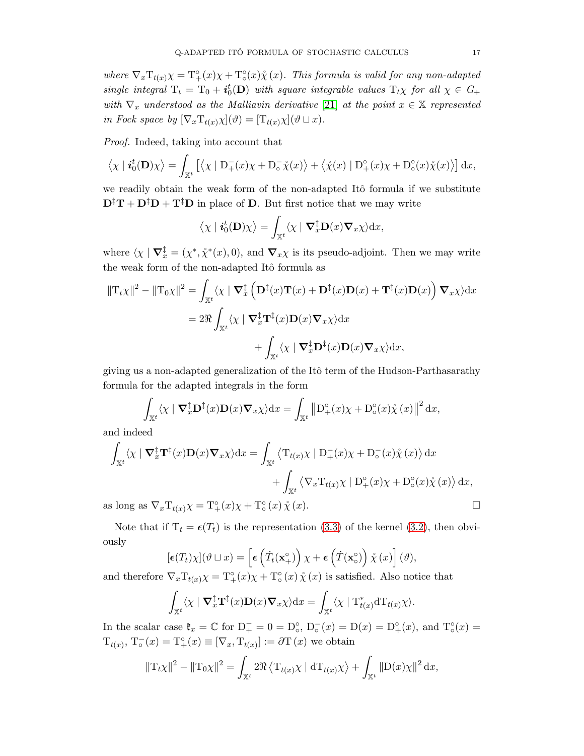*where* $\nabla_x \mathrm{T}_{t(x)}\chi = \mathrm{T}_+^\circ(x)\chi + \mathrm{T}_\circ^\circ(x)\mathring{\chi}(x)$*. This formula is valid for any non-adapted single integral* $\mathrm{T}_t = \mathrm{T}_0 + \boldsymbol{i}_0^t(\mathbf{D})$ *with square integrable values* $\mathrm{T}_t\chi$ *for all* $\chi \in G_+$ *with* $\nabla_x$ *understood as the Malliavin derivative [21] at the point* $x \in \mathbb{X}$ *represented in Fock space by* $[\nabla_x \mathrm{T}_{t(x)}\chi](\vartheta) = [\mathrm{T}_{t(x)}\chi](\vartheta \sqcup x)$.

*Proof.* Indeed, taking into account that

$$\left\langle \chi \mid \boldsymbol{i}_0^t(\mathbf{D})\chi \right\rangle = \int_{\mathbb{X}^t} \left[ \left\langle \chi \mid \mathrm{D}_+^-(x)\chi + \mathrm{D}_\circ^- \mathring{\chi}(x) \right\rangle + \left\langle \mathring{\chi}(x) \mid \mathrm{D}_+^\circ(x)\chi + \mathrm{D}_\circ^\circ(x)\mathring{\chi}(x) \right\rangle \right] \mathrm{d}x,$$

we readily obtain the weak form of the non-adapted Itô formula if we substitute $\mathbf{D}^\ddagger\mathbf{T} + \mathbf{D}^\ddagger\mathbf{D} + \mathbf{T}^\ddagger\mathbf{D}$ in place of $\mathbf{D}$. But first notice that we may write

$$\left\langle \chi \mid \boldsymbol{i}_0^t(\mathbf{D})\chi \right\rangle = \int_{\mathbb{X}^t} \langle \chi \mid \boldsymbol{\nabla}_x^\ddagger \mathbf{D}(x) \boldsymbol{\nabla}_x \chi \rangle \mathrm{d}x,$$

where $\langle \chi \mid \boldsymbol{\nabla}_x^\ddagger = (\chi^*, \mathring{\chi}^*(x), 0)$, and $\boldsymbol{\nabla}_x\chi$ is its pseudo-adjoint. Then we may write the weak form of the non-adapted Itô formula as

$$\begin{aligned}
\|\mathrm{T}_t\chi\|^2 - \|\mathrm{T}_0\chi\|^2 &= \int_{\mathbb{X}^t} \langle \chi \mid \boldsymbol{\nabla}_x^\ddagger \left( \mathbf{D}^\ddagger(x)\mathbf{T}(x) + \mathbf{D}^\ddagger(x)\mathbf{D}(x) + \mathbf{T}^\ddagger(x)\mathbf{D}(x) \right) \boldsymbol{\nabla}_x \chi \rangle \mathrm{d}x \\
&= 2\Re \int_{\mathbb{X}^t} \langle \chi \mid \boldsymbol{\nabla}_x^\ddagger \mathbf{T}^\ddagger(x) \mathbf{D}(x) \boldsymbol{\nabla}_x \chi \rangle \mathrm{d}x \\
&\qquad + \int_{\mathbb{X}^t} \langle \chi \mid \boldsymbol{\nabla}_x^\ddagger \mathbf{D}^\ddagger(x) \mathbf{D}(x) \boldsymbol{\nabla}_x \chi \rangle \mathrm{d}x,
\end{aligned}$$

giving us a non-adapted generalization of the Itô term of the Hudson-Parthasarathy formula for the adapted integrals in the form

$$\int_{\mathbb{X}^t} \langle \chi \mid \boldsymbol{\nabla}_x^\ddagger \mathbf{D}^\ddagger(x) \mathbf{D}(x) \boldsymbol{\nabla}_x \chi \rangle \mathrm{d}x = \int_{\mathbb{X}^t} \left\| \mathrm{D}_+^\circ(x)\chi + \mathrm{D}_\circ^\circ(x)\mathring{\chi}(x) \right\|^2 \mathrm{d}x,$$

and indeed

$$\begin{aligned}
\int_{\mathbb{X}^t} \langle \chi \mid \boldsymbol{\nabla}_x^\ddagger \mathbf{T}^\ddagger(x) \mathbf{D}(x) \boldsymbol{\nabla}_x \chi \rangle \mathrm{d}x &= \int_{\mathbb{X}^t} \left\langle \mathrm{T}_{t(x)}\chi \mid \mathrm{D}_+^-(x)\chi + \mathrm{D}_\circ^-(x)\mathring{\chi}(x) \right\rangle \mathrm{d}x \\
&\quad + \int_{\mathbb{X}^t} \left\langle \nabla_x \mathrm{T}_{t(x)}\chi \mid \mathrm{D}_+^\circ(x)\chi + \mathrm{D}_\circ^\circ(x)\mathring{\chi}(x) \right\rangle \mathrm{d}x,
\end{aligned}$$

as long as $\nabla_x \mathrm{T}_{t(x)}\chi = \mathrm{T}_+^\circ(x)\chi + \mathrm{T}_\circ^\circ(x)\mathring{\chi}(x)$. □

Note that if $\mathrm{T}_t = \boldsymbol{\epsilon}(T_t)$ is the representation (3.3) of the kernel (3.2), then obviously

$$[\boldsymbol{\epsilon}(T_t)\chi](\vartheta \sqcup x) = \left[ \boldsymbol{\epsilon}\left(\dot{T}_t(\mathbf{x}_+^\circ)\right)\chi + \boldsymbol{\epsilon}\left(\dot{T}(\mathbf{x}_\circ^\circ)\right)\mathring{\chi}(x) \right](\vartheta),$$

and therefore $\nabla_x \mathrm{T}_{t(x)}\chi = \mathrm{T}_+^\circ(x)\chi + \mathrm{T}_\circ^\circ(x)\mathring{\chi}(x)$ is satisfied. Also notice that

$$\int_{\mathbb{X}^t} \langle \chi \mid \boldsymbol{\nabla}_x^\ddagger \mathbf{T}^\ddagger(x) \mathbf{D}(x) \boldsymbol{\nabla}_x \chi \rangle \mathrm{d}x = \int_{\mathbb{X}^t} \langle \chi \mid \mathrm{T}_{t(x)}^* \mathrm{d}\mathrm{T}_{t(x)}\chi \rangle.$$

In the scalar case $\mathfrak{k}_x = \mathbb{C}$ for $\mathrm{D}_+^- = 0 = \mathrm{D}_\circ^\circ$, $\mathrm{D}_\circ^-(x) = \mathrm{D}(x) = \mathrm{D}_+^\circ(x)$, and $\mathrm{T}_\circ^\circ(x) = \mathrm{T}_{t(x)}$, $\mathrm{T}_\circ^-(x) = \mathrm{T}_+^\circ(x) \equiv [\nabla_x, \mathrm{T}_{t(x)}] := \partial\mathrm{T}(x)$ we obtain

$$\|\mathrm{T}_t\chi\|^2 - \|\mathrm{T}_0\chi\|^2 = \int_{\mathbb{X}^t} 2\Re\left\langle \mathrm{T}_{t(x)}\chi \mid \mathrm{d}\mathrm{T}_{t(x)}\chi \right\rangle + \int_{\mathbb{X}^t} \|\mathrm{D}(x)\chi\|^2 \mathrm{d}x,$$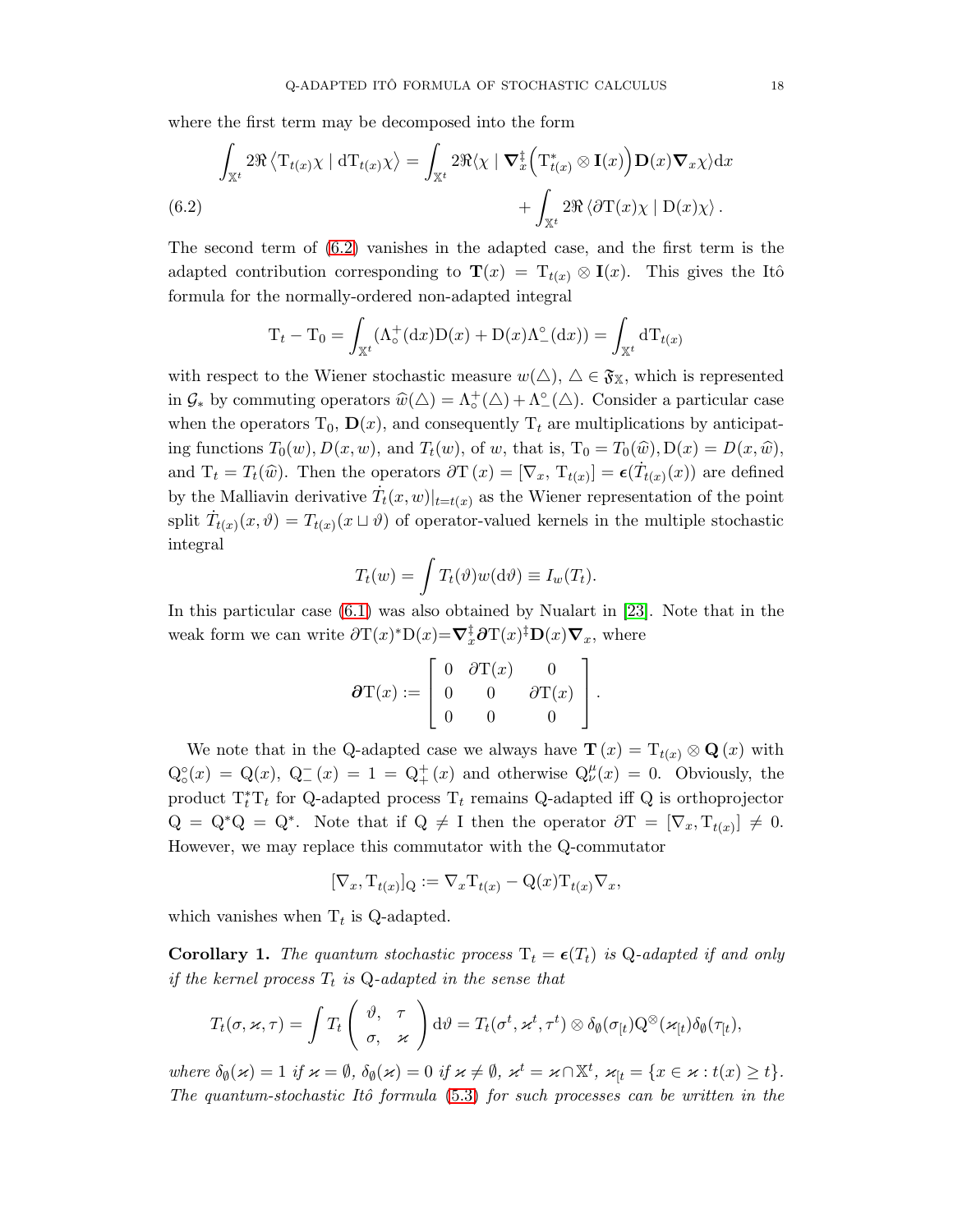where the first term may be decomposed into the form

$$\int_{\mathbb{X}^t} 2\Re \left\langle \mathrm{T}_{t(x)}\chi \mid \mathrm{d}\mathrm{T}_{t(x)}\chi \right\rangle = \int_{\mathbb{X}^t} 2\Re \langle \chi \mid \boldsymbol{\nabla}_x^{\ddagger}\Big(\mathrm{T}_{t(x)}^* \otimes \mathbf{I}(x)\Big)\mathbf{D}(x)\boldsymbol{\nabla}_x\chi\rangle \mathrm{d}x$$

$$+ \int_{\mathbb{X}^t} 2\Re \left\langle \partial \mathrm{T}(x)\chi \mid \mathrm{D}(x)\chi \right\rangle . \tag{6.2}$$

The second term of (6.2) vanishes in the adapted case, and the first term is the adapted contribution corresponding to $\mathbf{T}(x) = \mathrm{T}_{t(x)} \otimes \mathbf{I}(x)$. This gives the Itô formula for the normally-ordered non-adapted integral

$$\mathrm{T}_t - \mathrm{T}_0 = \int_{\mathbb{X}^t} (\Lambda_\circ^+(\mathrm{d}x)\mathrm{D}(x) + \mathrm{D}(x)\Lambda_-^\circ(\mathrm{d}x)) = \int_{\mathbb{X}^t} \mathrm{d}\mathrm{T}_{t(x)}$$

with respect to the Wiener stochastic measure $w(\triangle)$, $\triangle \in \mathfrak{F}_{\mathbb{X}}$, which is represented in $\mathcal{G}_*$ by commuting operators $\widehat{w}(\triangle) = \Lambda_\circ^+(\triangle) + \Lambda_-^\circ(\triangle)$. Consider a particular case when the operators $\mathrm{T}_0$, $\mathbf{D}(x)$, and consequently $\mathrm{T}_t$ are multiplications by anticipating functions $T_0(w)$, $D(x,w)$, and $T_t(w)$, of $w$, that is, $\mathrm{T}_0 = T_0(\widehat{w})$, $\mathrm{D}(x) = D(x,\widehat{w})$, and $\mathrm{T}_t = T_t(\widehat{w})$. Then the operators $\partial \mathrm{T}\,(x) = [\nabla_x,\, \mathrm{T}_{t(x)}] = \boldsymbol{\epsilon}(\dot{T}_{t(x)}(x))$ are defined by the Malliavin derivative $\dot{T}_t(x,w)|_{t=t(x)}$ as the Wiener representation of the point split $\dot{T}_{t(x)}(x,\vartheta) = T_{t(x)}(x \sqcup \vartheta)$ of operator-valued kernels in the multiple stochastic integral

$$T_t(w) = \int T_t(\vartheta) w(\mathrm{d}\vartheta) \equiv I_w(T_t).$$

In this particular case (6.1) was also obtained by Nualart in [23]. Note that in the weak form we can write $\partial \mathrm{T}(x)^* \mathrm{D}(x) = \boldsymbol{\nabla}_x^{\ddagger} \boldsymbol{\partial}\mathrm{T}(x)^{\ddagger} \mathbf{D}(x) \boldsymbol{\nabla}_x$, where

$$\boldsymbol{\partial}\mathrm{T}(x) := \begin{bmatrix} 0 & \partial \mathrm{T}(x) & 0 \\ 0 & 0 & \partial \mathrm{T}(x) \\ 0 & 0 & 0 \end{bmatrix}.$$

We note that in the Q-adapted case we always have $\mathbf{T}\,(x) = \mathrm{T}_{t(x)} \otimes \mathbf{Q}\,(x)$ with $\mathrm{Q}_\circ^\circ(x) = \mathrm{Q}(x)$, $\mathrm{Q}_-^-\,(x) = 1 = \mathrm{Q}_+^+\,(x)$ and otherwise $\mathrm{Q}_\nu^\mu(x) = 0$. Obviously, the product $\mathrm{T}_t^* \mathrm{T}_t$ for Q-adapted process $\mathrm{T}_t$ remains Q-adapted iff Q is orthoprojector $\mathrm{Q} = \mathrm{Q}^*\mathrm{Q} = \mathrm{Q}^*$. Note that if $\mathrm{Q} \neq \mathrm{I}$ then the operator $\partial \mathrm{T} = [\nabla_x, \mathrm{T}_{t(x)}] \neq 0$. However, we may replace this commutator with the Q-commutator

$$[\nabla_x, \mathrm{T}_{t(x)}]_{\mathrm{Q}} := \nabla_x \mathrm{T}_{t(x)} - \mathrm{Q}(x)\mathrm{T}_{t(x)}\nabla_x,$$

which vanishes when $\mathrm{T}_t$ is Q-adapted.

**Corollary 1.** *The quantum stochastic process $\mathrm{T}_t = \boldsymbol{\epsilon}(T_t)$ is* Q*-adapted if and only if the kernel process $T_t$ is* Q*-adapted in the sense that*

$$T_t(\sigma, \varkappa, \tau) = \int T_t \left( \begin{array}{cc} \vartheta, & \tau \\ \sigma, & \varkappa \end{array} \right) \mathrm{d}\vartheta = T_t(\sigma^t, \varkappa^t, \tau^t) \otimes \delta_\emptyset(\sigma_{[t})\mathrm{Q}^{\otimes}(\varkappa_{[t})\delta_\emptyset(\tau_{[t}),$$

*where $\delta_\emptyset(\varkappa) = 1$ if $\varkappa = \emptyset$, $\delta_\emptyset(\varkappa) = 0$ if $\varkappa \neq \emptyset$, $\varkappa^t = \varkappa \cap \mathbb{X}^t$, $\varkappa_{[t} = \{x \in \varkappa : t(x) \geq t\}$. The quantum-stochastic Itô formula (5.3) for such processes can be written in the*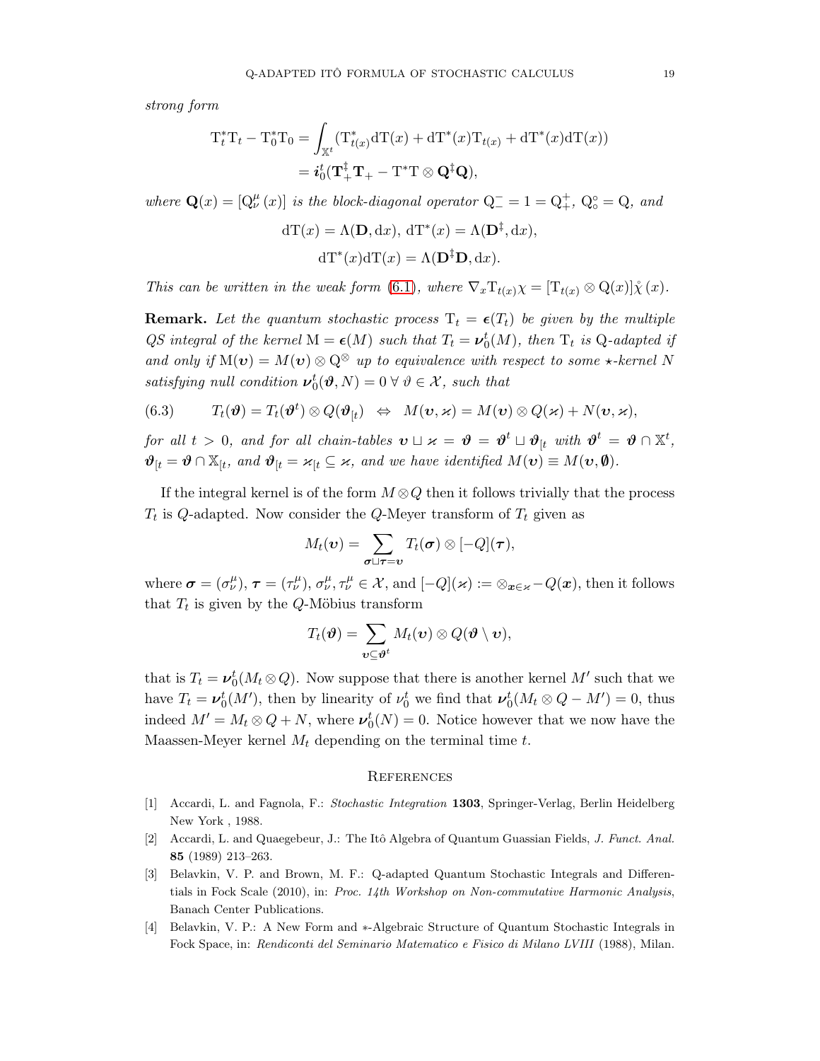*strong form*

$$\mathrm{T}_t^*\mathrm{T}_t - \mathrm{T}_0^*\mathrm{T}_0 = \int_{\mathbb{X}^t} (\mathrm{T}_{t(x)}^*\mathrm{dT}(x) + \mathrm{dT}^*(x)\mathrm{T}_{t(x)} + \mathrm{dT}^*(x)\mathrm{dT}(x))$$
$$= \boldsymbol{i}_0^t(\mathbf{T}_+^\ddagger\mathbf{T}_+ - \mathrm{T}^*\mathrm{T}\otimes\mathbf{Q}^\ddagger\mathbf{Q}),$$

*where* $\mathbf{Q}(x) = [\mathrm{Q}_\nu^\mu(x)]$ *is the block-diagonal operator* $\mathrm{Q}_-^- = 1 = \mathrm{Q}_+^+$, $\mathrm{Q}_\circ^\circ = \mathrm{Q}$, *and*

$$\mathrm{dT}(x) = \Lambda(\mathbf{D}, \mathrm{d}x),\ \mathrm{dT}^*(x) = \Lambda(\mathbf{D}^\ddagger, \mathrm{d}x),$$
$$\mathrm{dT}^*(x)\mathrm{dT}(x) = \Lambda(\mathbf{D}^\ddagger\mathbf{D}, \mathrm{d}x).$$

*This can be written in the weak form* (6.1)*, where* $\nabla_x \mathrm{T}_{t(x)}\chi = [\mathrm{T}_{t(x)}\otimes\mathrm{Q}(x)]\mathring{\chi}(x)$.

**Remark.** *Let the quantum stochastic process* $\mathrm{T}_t = \boldsymbol{\epsilon}(T_t)$ *be given by the multiple QS integral of the kernel* $\mathrm{M} = \boldsymbol{\epsilon}(M)$ *such that* $T_t = \boldsymbol{\nu}_0^t(M)$*, then* $\mathrm{T}_t$ *is* Q*-adapted if and only if* $\mathrm{M}(\boldsymbol{\upsilon}) = M(\boldsymbol{\upsilon})\otimes\mathrm{Q}^\otimes$ *up to equivalence with respect to some* $\star$*-kernel* $N$ *satisfying null condition* $\boldsymbol{\nu}_0^t(\boldsymbol{\vartheta}, N) = 0\ \forall\ \vartheta\in\mathcal{X}$*, such that*

$$T_t(\boldsymbol{\vartheta}) = T_t(\boldsymbol{\vartheta}^t)\otimes Q(\boldsymbol{\vartheta}_{[t}) \quad\Leftrightarrow\quad M(\boldsymbol{\upsilon},\boldsymbol{\varkappa}) = M(\boldsymbol{\upsilon})\otimes Q(\boldsymbol{\varkappa}) + N(\boldsymbol{\upsilon},\boldsymbol{\varkappa}), \tag{6.3}$$

*for all* $t > 0$*, and for all chain-tables* $\boldsymbol{\upsilon}\sqcup\boldsymbol{\varkappa} = \boldsymbol{\vartheta} = \boldsymbol{\vartheta}^t\sqcup\boldsymbol{\vartheta}_{[t}$ *with* $\boldsymbol{\vartheta}^t = \boldsymbol{\vartheta}\cap\mathbb{X}^t$*,* $\boldsymbol{\vartheta}_{[t} = \boldsymbol{\vartheta}\cap\mathbb{X}_{[t}$*, and* $\boldsymbol{\vartheta}_{[t} = \boldsymbol{\varkappa}_{[t}\subseteq\boldsymbol{\varkappa}$*, and we have identified* $M(\boldsymbol{\upsilon})\equiv M(\boldsymbol{\upsilon},\emptyset)$*.*

If the integral kernel is of the form $M\otimes Q$ then it follows trivially that the process $T_t$ is $Q$-adapted. Now consider the $Q$-Meyer transform of $T_t$ given as

$$M_t(\boldsymbol{\upsilon}) = \sum_{\boldsymbol{\sigma}\sqcup\boldsymbol{\tau}=\boldsymbol{\upsilon}} T_t(\boldsymbol{\sigma})\otimes[-Q](\boldsymbol{\tau}),$$

where $\boldsymbol{\sigma} = (\sigma_\nu^\mu)$, $\boldsymbol{\tau} = (\tau_\nu^\mu)$, $\sigma_\nu^\mu, \tau_\nu^\mu\in\mathcal{X}$, and $[-Q](\boldsymbol{\varkappa}) := \otimes_{\boldsymbol{x}\in\boldsymbol{\varkappa}} -Q(\boldsymbol{x})$, then it follows that $T_t$ is given by the $Q$-Möbius transform

$$T_t(\boldsymbol{\vartheta}) = \sum_{\boldsymbol{\upsilon}\subseteq\boldsymbol{\vartheta}^t} M_t(\boldsymbol{\upsilon})\otimes Q(\boldsymbol{\vartheta}\setminus\boldsymbol{\upsilon}),$$

that is $T_t = \boldsymbol{\nu}_0^t(M_t\otimes Q)$. Now suppose that there is another kernel $M'$ such that we have $T_t = \boldsymbol{\nu}_0^t(M')$, then by linearity of $\nu_0^t$ we find that $\boldsymbol{\nu}_0^t(M_t\otimes Q - M') = 0$, thus indeed $M' = M_t\otimes Q + N$, where $\boldsymbol{\nu}_0^t(N) = 0$. Notice however that we now have the Maassen-Meyer kernel $M_t$ depending on the terminal time $t$.

## References

[1] Accardi, L. and Fagnola, F.: *Stochastic Integration* **1303**, Springer-Verlag, Berlin Heidelberg New York , 1988.

[2] Accardi, L. and Quaegebeur, J.: The Itô Algebra of Quantum Guassian Fields, *J. Funct. Anal.* **85** (1989) 213–263.

[3] Belavkin, V. P. and Brown, M. F.: Q-adapted Quantum Stochastic Integrals and Differentials in Fock Scale (2010), in: *Proc. 14th Workshop on Non-commutative Harmonic Analysis*, Banach Center Publications.

[4] Belavkin, V. P.: A New Form and $*$-Algebraic Structure of Quantum Stochastic Integrals in Fock Space, in: *Rendiconti del Seminario Matematico e Fisico di Milano LVIII* (1988), Milan.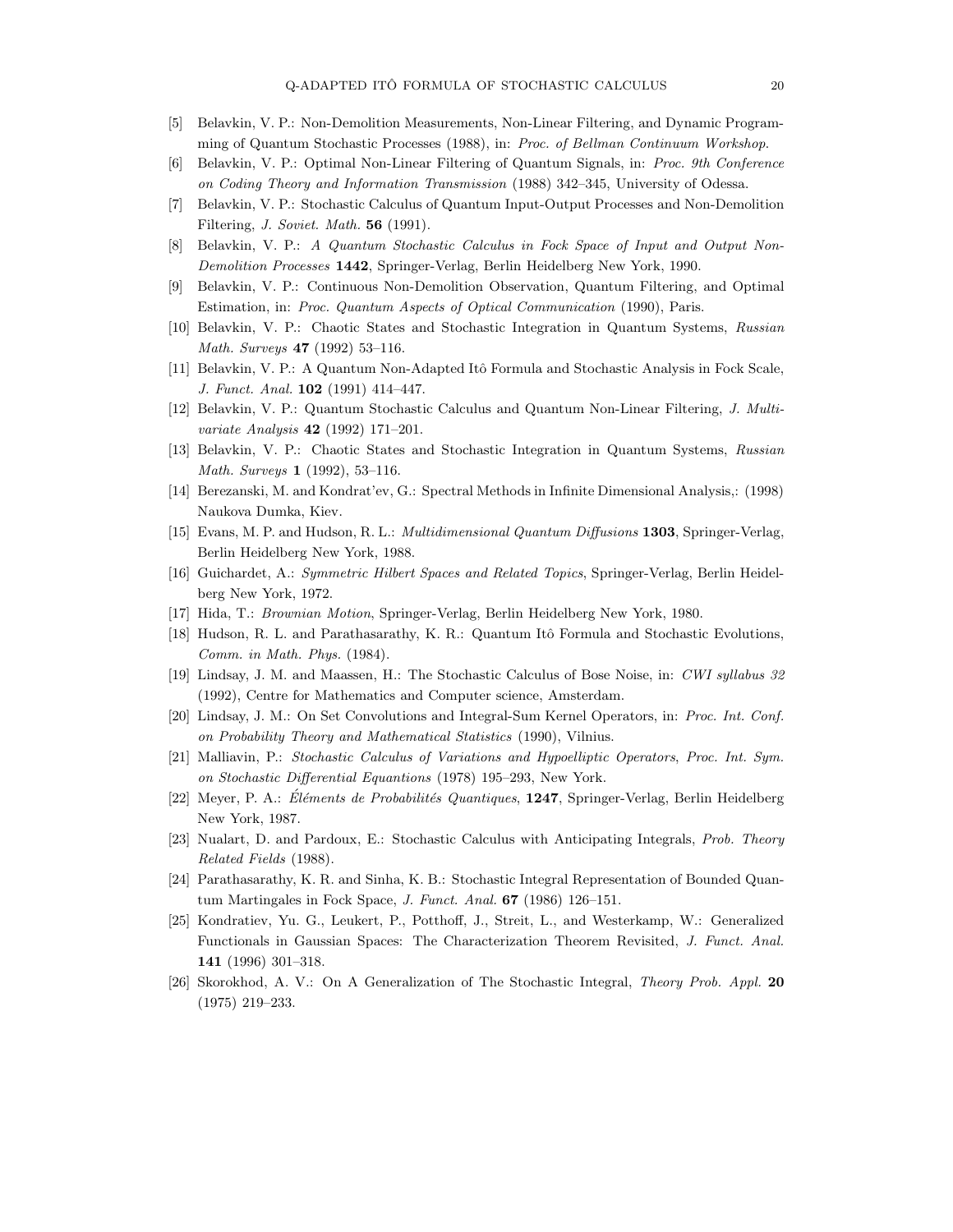[5] Belavkin, V. P.: Non-Demolition Measurements, Non-Linear Filtering, and Dynamic Programming of Quantum Stochastic Processes (1988), in: *Proc. of Bellman Continuum Workshop*.

[6] Belavkin, V. P.: Optimal Non-Linear Filtering of Quantum Signals, in: *Proc. 9th Conference on Coding Theory and Information Transmission* (1988) 342–345, University of Odessa.

[7] Belavkin, V. P.: Stochastic Calculus of Quantum Input-Output Processes and Non-Demolition Filtering, *J. Soviet. Math.* **56** (1991).

[8] Belavkin, V. P.: *A Quantum Stochastic Calculus in Fock Space of Input and Output Non-Demolition Processes* **1442**, Springer-Verlag, Berlin Heidelberg New York, 1990.

[9] Belavkin, V. P.: Continuous Non-Demolition Observation, Quantum Filtering, and Optimal Estimation, in: *Proc. Quantum Aspects of Optical Communication* (1990), Paris.

[10] Belavkin, V. P.: Chaotic States and Stochastic Integration in Quantum Systems, *Russian Math. Surveys* **47** (1992) 53–116.

[11] Belavkin, V. P.: A Quantum Non-Adapted Itô Formula and Stochastic Analysis in Fock Scale, *J. Funct. Anal.* **102** (1991) 414–447.

[12] Belavkin, V. P.: Quantum Stochastic Calculus and Quantum Non-Linear Filtering, *J. Multivariate Analysis* **42** (1992) 171–201.

[13] Belavkin, V. P.: Chaotic States and Stochastic Integration in Quantum Systems, *Russian Math. Surveys* **1** (1992), 53–116.

[14] Berezanski, M. and Kondrat'ev, G.: Spectral Methods in Infinite Dimensional Analysis,: (1998) Naukova Dumka, Kiev.

[15] Evans, M. P. and Hudson, R. L.: *Multidimensional Quantum Diffusions* **1303**, Springer-Verlag, Berlin Heidelberg New York, 1988.

[16] Guichardet, A.: *Symmetric Hilbert Spaces and Related Topics*, Springer-Verlag, Berlin Heidelberg New York, 1972.

[17] Hida, T.: *Brownian Motion*, Springer-Verlag, Berlin Heidelberg New York, 1980.

[18] Hudson, R. L. and Parathasarathy, K. R.: Quantum Itô Formula and Stochastic Evolutions, *Comm. in Math. Phys.* (1984).

[19] Lindsay, J. M. and Maassen, H.: The Stochastic Calculus of Bose Noise, in: *CWI syllabus 32* (1992), Centre for Mathematics and Computer science, Amsterdam.

[20] Lindsay, J. M.: On Set Convolutions and Integral-Sum Kernel Operators, in: *Proc. Int. Conf. on Probability Theory and Mathematical Statistics* (1990), Vilnius.

[21] Malliavin, P.: *Stochastic Calculus of Variations and Hypoelliptic Operators*, *Proc. Int. Sym. on Stochastic Differential Equantions* (1978) 195–293, New York.

[22] Meyer, P. A.: *Éléments de Probabilités Quantiques*, **1247**, Springer-Verlag, Berlin Heidelberg New York, 1987.

[23] Nualart, D. and Pardoux, E.: Stochastic Calculus with Anticipating Integrals, *Prob. Theory Related Fields* (1988).

[24] Parathasarathy, K. R. and Sinha, K. B.: Stochastic Integral Representation of Bounded Quantum Martingales in Fock Space, *J. Funct. Anal.* **67** (1986) 126–151.

[25] Kondratiev, Yu. G., Leukert, P., Potthoff, J., Streit, L., and Westerkamp, W.: Generalized Functionals in Gaussian Spaces: The Characterization Theorem Revisited, *J. Funct. Anal.* **141** (1996) 301–318.

[26] Skorokhod, A. V.: On A Generalization of The Stochastic Integral, *Theory Prob. Appl.* **20** (1975) 219–233.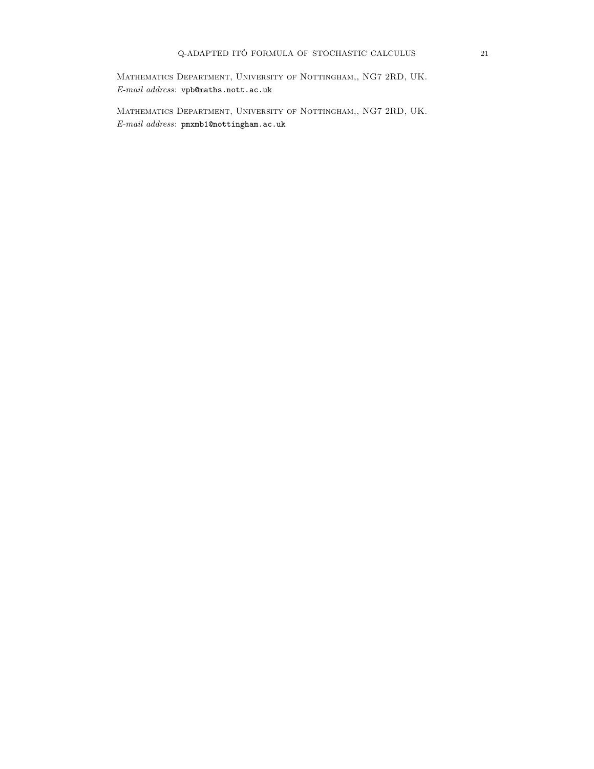Mathematics Department, University of Nottingham,, NG7 2RD, UK.
*E-mail address*: vpb@maths.nott.ac.uk

Mathematics Department, University of Nottingham,, NG7 2RD, UK.
*E-mail address*: pmxmb1@nottingham.ac.uk